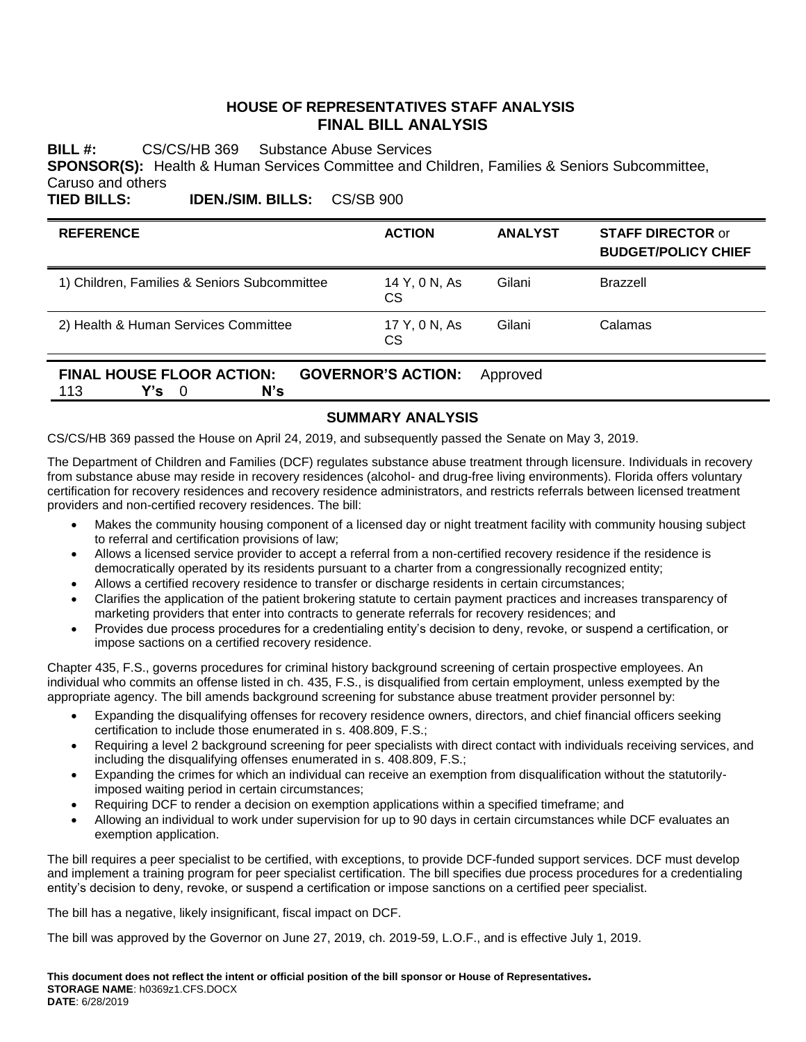# HOUSE OF REPRESENTATIVES STAFF ANALYSIS
# FINAL BILL ANALYSIS

**BILL #:** CS/CS/HB 369 Substance Abuse Services

**SPONSOR(S):** Health & Human Services Committee and Children, Families & Seniors Subcommittee, Caruso and others

**TIED BILLS:** **IDEN./SIM. BILLS:** CS/SB 900

| REFERENCE | ACTION | ANALYST | STAFF DIRECTOR or BUDGET/POLICY CHIEF |
|---|---|---|---|
| 1) Children, Families & Seniors Subcommittee | 14 Y, 0 N, As CS | Gilani | Brazzell |
| 2) Health & Human Services Committee | 17 Y, 0 N, As CS | Gilani | Calamas |

**FINAL HOUSE FLOOR ACTION:** 113 **Y's** 0 **N's** **GOVERNOR'S ACTION:** Approved

## SUMMARY ANALYSIS

CS/CS/HB 369 passed the House on April 24, 2019, and subsequently passed the Senate on May 3, 2019.

The Department of Children and Families (DCF) regulates substance abuse treatment through licensure. Individuals in recovery from substance abuse may reside in recovery residences (alcohol- and drug-free living environments). Florida offers voluntary certification for recovery residences and recovery residence administrators, and restricts referrals between licensed treatment providers and non-certified recovery residences. The bill:

- Makes the community housing component of a licensed day or night treatment facility with community housing subject to referral and certification provisions of law;
- Allows a licensed service provider to accept a referral from a non-certified recovery residence if the residence is democratically operated by its residents pursuant to a charter from a congressionally recognized entity;
- Allows a certified recovery residence to transfer or discharge residents in certain circumstances;
- Clarifies the application of the patient brokering statute to certain payment practices and increases transparency of marketing providers that enter into contracts to generate referrals for recovery residences; and
- Provides due process procedures for a credentialing entity's decision to deny, revoke, or suspend a certification, or impose sactions on a certified recovery residence.

Chapter 435, F.S., governs procedures for criminal history background screening of certain prospective employees. An individual who commits an offense listed in ch. 435, F.S., is disqualified from certain employment, unless exempted by the appropriate agency. The bill amends background screening for substance abuse treatment provider personnel by:

- Expanding the disqualifying offenses for recovery residence owners, directors, and chief financial officers seeking certification to include those enumerated in s. 408.809, F.S.;
- Requiring a level 2 background screening for peer specialists with direct contact with individuals receiving services, and including the disqualifying offenses enumerated in s. 408.809, F.S.;
- Expanding the crimes for which an individual can receive an exemption from disqualification without the statutorily-imposed waiting period in certain circumstances;
- Requiring DCF to render a decision on exemption applications within a specified timeframe; and
- Allowing an individual to work under supervision for up to 90 days in certain circumstances while DCF evaluates an exemption application.

The bill requires a peer specialist to be certified, with exceptions, to provide DCF-funded support services. DCF must develop and implement a training program for peer specialist certification. The bill specifies due process procedures for a credentialing entity's decision to deny, revoke, or suspend a certification or impose sanctions on a certified peer specialist.

The bill has a negative, likely insignificant, fiscal impact on DCF.

The bill was approved by the Governor on June 27, 2019, ch. 2019-59, L.O.F., and is effective July 1, 2019.

**This document does not reflect the intent or official position of the bill sponsor or House of Representatives.**
**STORAGE NAME**: h0369z1.CFS.DOCX
**DATE**: 6/28/2019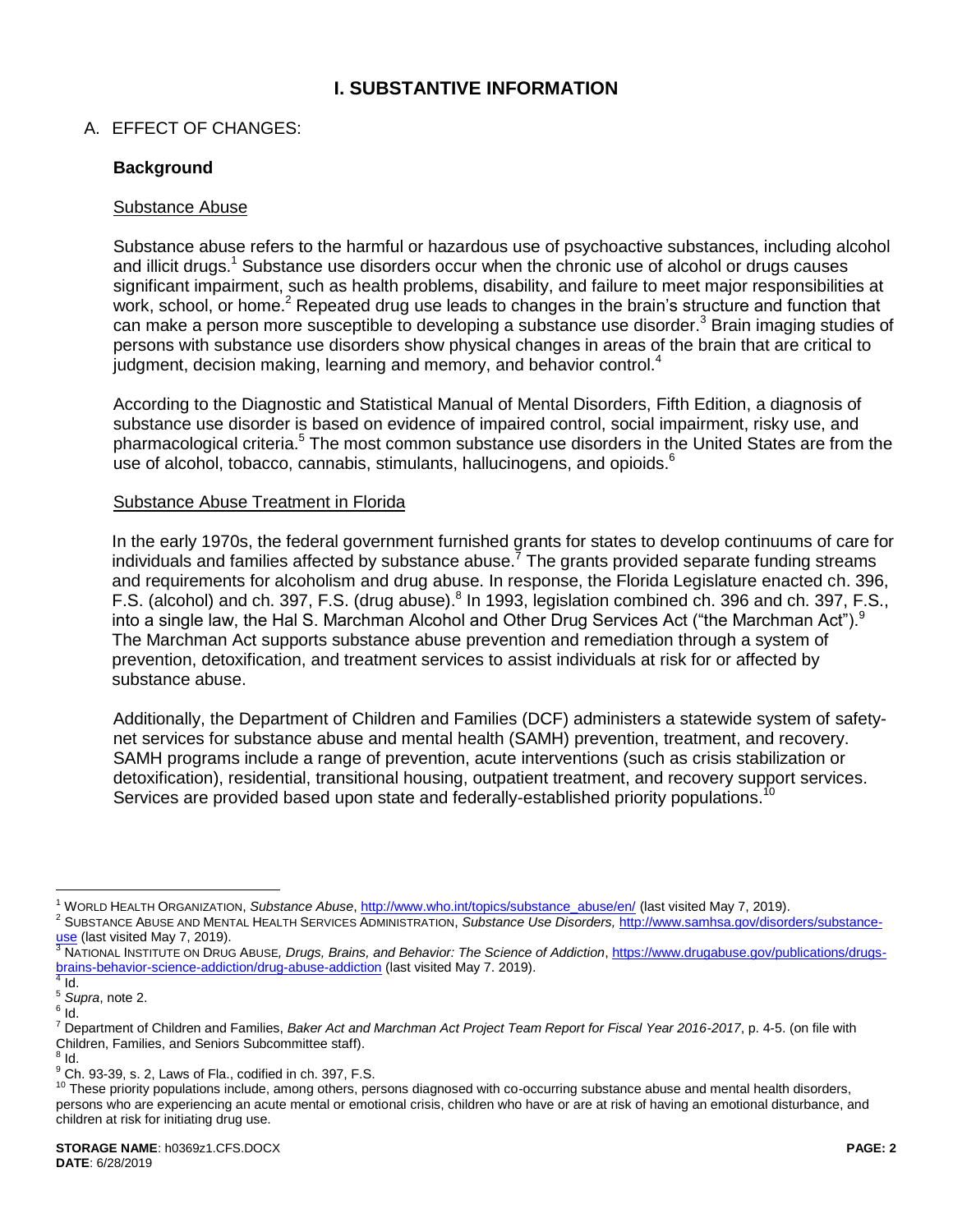# I. SUBSTANTIVE INFORMATION

## A. EFFECT OF CHANGES:

### Background

Substance Abuse

Substance abuse refers to the harmful or hazardous use of psychoactive substances, including alcohol and illicit drugs.[1] Substance use disorders occur when the chronic use of alcohol or drugs causes significant impairment, such as health problems, disability, and failure to meet major responsibilities at work, school, or home.[2] Repeated drug use leads to changes in the brain's structure and function that can make a person more susceptible to developing a substance use disorder.[3] Brain imaging studies of persons with substance use disorders show physical changes in areas of the brain that are critical to judgment, decision making, learning and memory, and behavior control.[4]

According to the Diagnostic and Statistical Manual of Mental Disorders, Fifth Edition, a diagnosis of substance use disorder is based on evidence of impaired control, social impairment, risky use, and pharmacological criteria.[5] The most common substance use disorders in the United States are from the use of alcohol, tobacco, cannabis, stimulants, hallucinogens, and opioids.[6]

Substance Abuse Treatment in Florida

In the early 1970s, the federal government furnished grants for states to develop continuums of care for individuals and families affected by substance abuse.[7] The grants provided separate funding streams and requirements for alcoholism and drug abuse. In response, the Florida Legislature enacted ch. 396, F.S. (alcohol) and ch. 397, F.S. (drug abuse).[8] In 1993, legislation combined ch. 396 and ch. 397, F.S., into a single law, the Hal S. Marchman Alcohol and Other Drug Services Act ("the Marchman Act").[9] The Marchman Act supports substance abuse prevention and remediation through a system of prevention, detoxification, and treatment services to assist individuals at risk for or affected by substance abuse.

Additionally, the Department of Children and Families (DCF) administers a statewide system of safety-net services for substance abuse and mental health (SAMH) prevention, treatment, and recovery. SAMH programs include a range of prevention, acute interventions (such as crisis stabilization or detoxification), residential, transitional housing, outpatient treatment, and recovery support services. Services are provided based upon state and federally-established priority populations.[10]

---

[1] WORLD HEALTH ORGANIZATION, *Substance Abuse*, http://www.who.int/topics/substance_abuse/en/ (last visited May 7, 2019).

[2] SUBSTANCE ABUSE AND MENTAL HEALTH SERVICES ADMINISTRATION, *Substance Use Disorders,* http://www.samhsa.gov/disorders/substance-use (last visited May 7, 2019).

[3] NATIONAL INSTITUTE ON DRUG ABUSE*, Drugs, Brains, and Behavior: The Science of Addiction*, https://www.drugabuse.gov/publications/drugs-brains-behavior-science-addiction/drug-abuse-addiction (last visited May 7. 2019).

[4] Id.

[5] *Supra*, note 2.

[6] Id.

[7] Department of Children and Families, *Baker Act and Marchman Act Project Team Report for Fiscal Year 2016-2017*, p. 4-5. (on file with Children, Families, and Seniors Subcommittee staff).

[8] Id.

[9] Ch. 93-39, s. 2, Laws of Fla., codified in ch. 397, F.S.

[10] These priority populations include, among others, persons diagnosed with co-occurring substance abuse and mental health disorders, persons who are experiencing an acute mental or emotional crisis, children who have or are at risk of having an emotional disturbance, and children at risk for initiating drug use.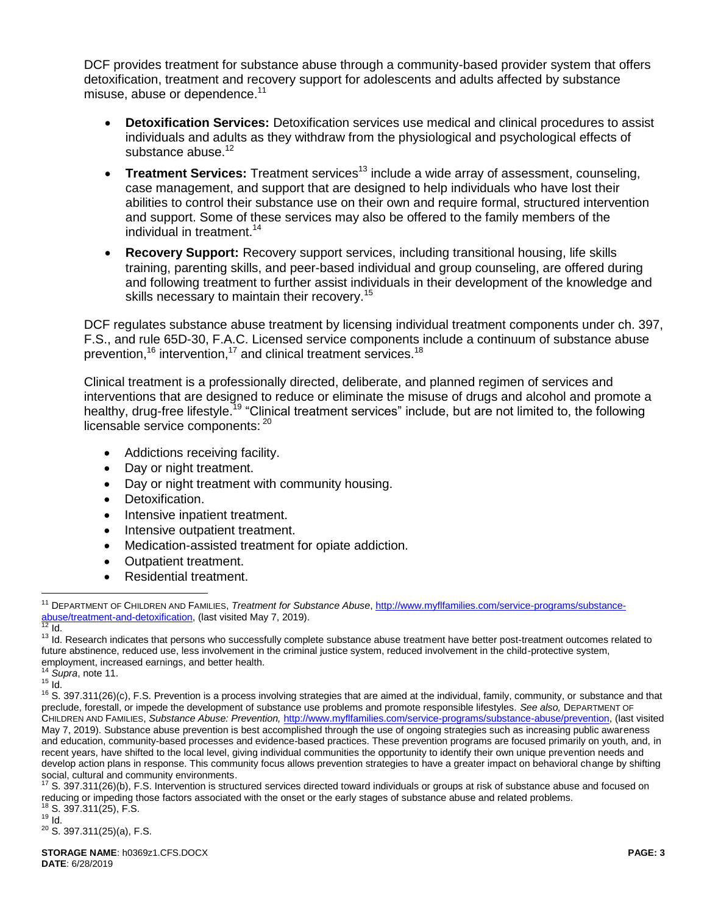DCF provides treatment for substance abuse through a community-based provider system that offers detoxification, treatment and recovery support for adolescents and adults affected by substance misuse, abuse or dependence.[11]

- **Detoxification Services:** Detoxification services use medical and clinical procedures to assist individuals and adults as they withdraw from the physiological and psychological effects of substance abuse.[12]
- **Treatment Services:** Treatment services[13] include a wide array of assessment, counseling, case management, and support that are designed to help individuals who have lost their abilities to control their substance use on their own and require formal, structured intervention and support. Some of these services may also be offered to the family members of the individual in treatment.[14]
- **Recovery Support:** Recovery support services, including transitional housing, life skills training, parenting skills, and peer-based individual and group counseling, are offered during and following treatment to further assist individuals in their development of the knowledge and skills necessary to maintain their recovery.[15]

DCF regulates substance abuse treatment by licensing individual treatment components under ch. 397, F.S., and rule 65D-30, F.A.C. Licensed service components include a continuum of substance abuse prevention,[16] intervention,[17] and clinical treatment services.[18]

Clinical treatment is a professionally directed, deliberate, and planned regimen of services and interventions that are designed to reduce or eliminate the misuse of drugs and alcohol and promote a healthy, drug-free lifestyle.[19] "Clinical treatment services" include, but are not limited to, the following licensable service components: [20]

- Addictions receiving facility.
- Day or night treatment.
- Day or night treatment with community housing.
- Detoxification.
- Intensive inpatient treatment.
- Intensive outpatient treatment.
- Medication-assisted treatment for opiate addiction.
- Outpatient treatment.
- Residential treatment.

---

[11] DEPARTMENT OF CHILDREN AND FAMILIES, *Treatment for Substance Abuse*, http://www.myflfamilies.com/service-programs/substance-abuse/treatment-and-detoxification, (last visited May 7, 2019).

[12] Id.

[13] Id. Research indicates that persons who successfully complete substance abuse treatment have better post-treatment outcomes related to future abstinence, reduced use, less involvement in the criminal justice system, reduced involvement in the child-protective system, employment, increased earnings, and better health.

[14] *Supra*, note 11.

[15] Id.

[16] S. 397.311(26)(c), F.S. Prevention is a process involving strategies that are aimed at the individual, family, community, or substance and that preclude, forestall, or impede the development of substance use problems and promote responsible lifestyles. *See also,* DEPARTMENT OF CHILDREN AND FAMILIES, *Substance Abuse: Prevention,* http://www.myflfamilies.com/service-programs/substance-abuse/prevention, (last visited May 7, 2019). Substance abuse prevention is best accomplished through the use of ongoing strategies such as increasing public awareness and education, community-based processes and evidence-based practices. These prevention programs are focused primarily on youth, and, in recent years, have shifted to the local level, giving individual communities the opportunity to identify their own unique prevention needs and develop action plans in response. This community focus allows prevention strategies to have a greater impact on behavioral change by shifting social, cultural and community environments.

[17] S. 397.311(26)(b), F.S. Intervention is structured services directed toward individuals or groups at risk of substance abuse and focused on reducing or impeding those factors associated with the onset or the early stages of substance abuse and related problems.

[18] S. 397.311(25), F.S.

[19] Id.

[20] S. 397.311(25)(a), F.S.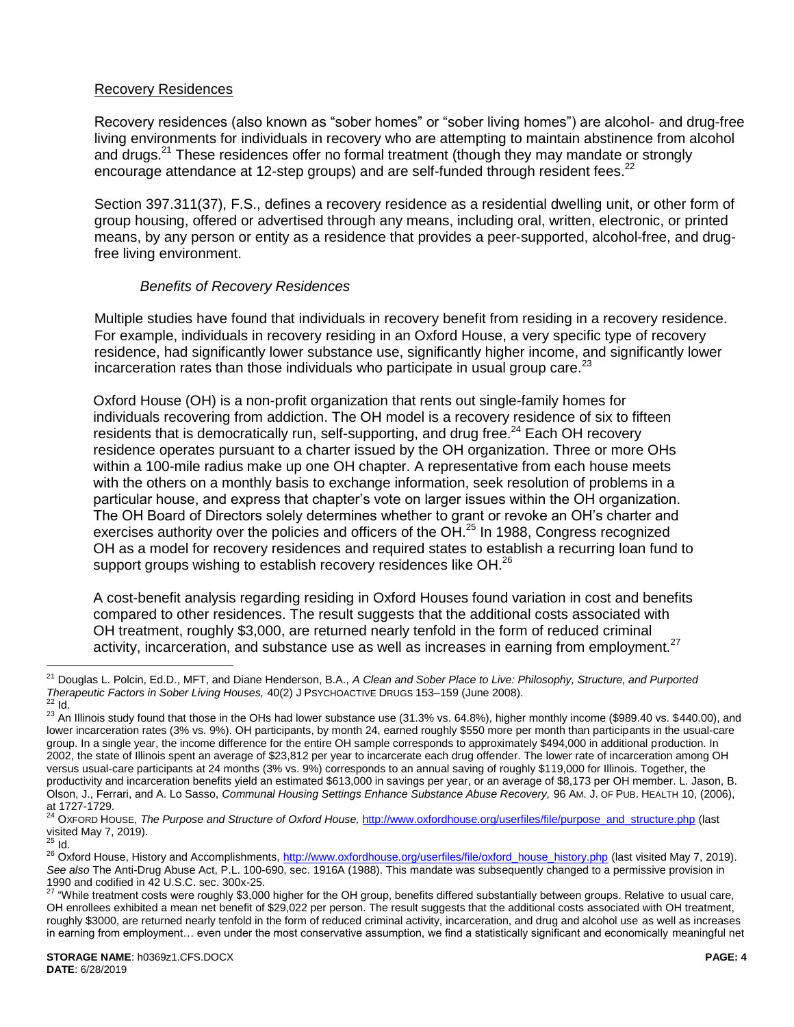Recovery Residences

Recovery residences (also known as "sober homes" or "sober living homes") are alcohol- and drug-free living environments for individuals in recovery who are attempting to maintain abstinence from alcohol and drugs.[21] These residences offer no formal treatment (though they may mandate or strongly encourage attendance at 12-step groups) and are self-funded through resident fees.[22]

Section 397.311(37), F.S., defines a recovery residence as a residential dwelling unit, or other form of group housing, offered or advertised through any means, including oral, written, electronic, or printed means, by any person or entity as a residence that provides a peer-supported, alcohol-free, and drug-free living environment.

*Benefits of Recovery Residences*

Multiple studies have found that individuals in recovery benefit from residing in a recovery residence. For example, individuals in recovery residing in an Oxford House, a very specific type of recovery residence, had significantly lower substance use, significantly higher income, and significantly lower incarceration rates than those individuals who participate in usual group care.[23]

Oxford House (OH) is a non-profit organization that rents out single-family homes for individuals recovering from addiction. The OH model is a recovery residence of six to fifteen residents that is democratically run, self-supporting, and drug free.[24] Each OH recovery residence operates pursuant to a charter issued by the OH organization. Three or more OHs within a 100-mile radius make up one OH chapter. A representative from each house meets with the others on a monthly basis to exchange information, seek resolution of problems in a particular house, and express that chapter's vote on larger issues within the OH organization. The OH Board of Directors solely determines whether to grant or revoke an OH's charter and exercises authority over the policies and officers of the OH.[25] In 1988, Congress recognized OH as a model for recovery residences and required states to establish a recurring loan fund to support groups wishing to establish recovery residences like OH.[26]

A cost-benefit analysis regarding residing in Oxford Houses found variation in cost and benefits compared to other residences. The result suggests that the additional costs associated with OH treatment, roughly $3,000, are returned nearly tenfold in the form of reduced criminal activity, incarceration, and substance use as well as increases in earning from employment.[27]

---

[21] Douglas L. Polcin, Ed.D., MFT, and Diane Henderson, B.A., *A Clean and Sober Place to Live: Philosophy, Structure, and Purported Therapeutic Factors in Sober Living Houses,* 40(2) J PSYCHOACTIVE DRUGS 153–159 (June 2008).

[22] Id.

[23] An Illinois study found that those in the OHs had lower substance use (31.3% vs. 64.8%), higher monthly income ($989.40 vs. $440.00), and lower incarceration rates (3% vs. 9%). OH participants, by month 24, earned roughly $550 more per month than participants in the usual-care group. In a single year, the income difference for the entire OH sample corresponds to approximately $494,000 in additional production. In 2002, the state of Illinois spent an average of $23,812 per year to incarcerate each drug offender. The lower rate of incarceration among OH versus usual-care participants at 24 months (3% vs. 9%) corresponds to an annual saving of roughly $119,000 for Illinois. Together, the productivity and incarceration benefits yield an estimated $613,000 in savings per year, or an average of $8,173 per OH member. L. Jason, B. Olson, J., Ferrari, and A. Lo Sasso, *Communal Housing Settings Enhance Substance Abuse Recovery,* 96 AM. J. OF PUB. HEALTH 10, (2006), at 1727-1729.

[24] OXFORD HOUSE, *The Purpose and Structure of Oxford House,* http://www.oxfordhouse.org/userfiles/file/purpose_and_structure.php (last visited May 7, 2019).

[25] Id.

[26] Oxford House, History and Accomplishments, http://www.oxfordhouse.org/userfiles/file/oxford_house_history.php (last visited May 7, 2019). *See also* The Anti-Drug Abuse Act, P.L. 100-690, sec. 1916A (1988). This mandate was subsequently changed to a permissive provision in 1990 and codified in 42 U.S.C. sec. 300x-25.

[27] "While treatment costs were roughly $3,000 higher for the OH group, benefits differed substantially between groups. Relative to usual care, OH enrollees exhibited a mean net benefit of $29,022 per person. The result suggests that the additional costs associated with OH treatment, roughly $3000, are returned nearly tenfold in the form of reduced criminal activity, incarceration, and drug and alcohol use as well as increases in earning from employment… even under the most conservative assumption, we find a statistically significant and economically meaningful net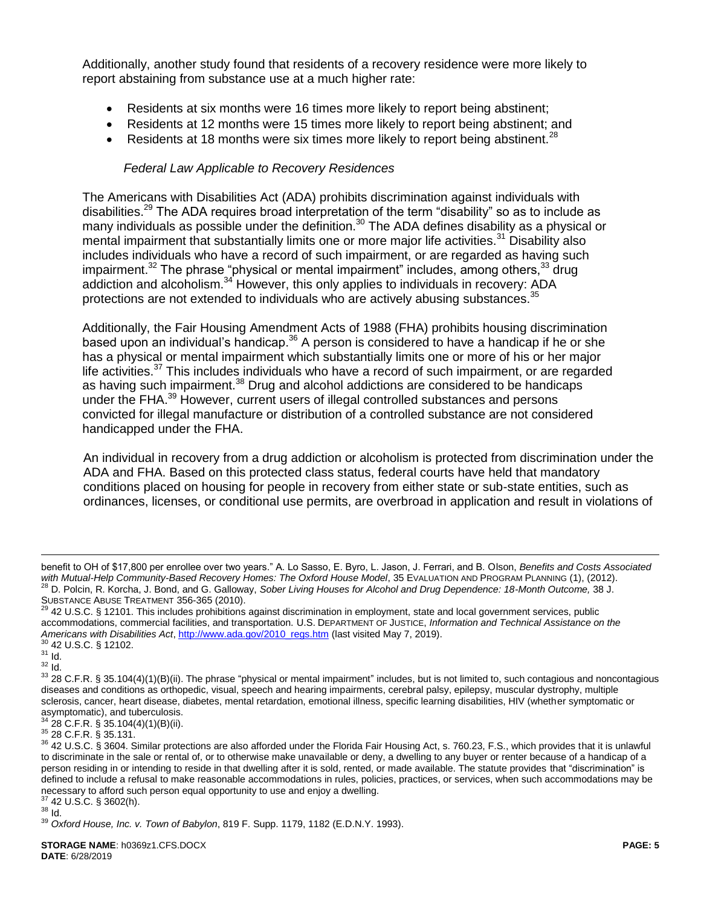Additionally, another study found that residents of a recovery residence were more likely to report abstaining from substance use at a much higher rate:

- Residents at six months were 16 times more likely to report being abstinent;
- Residents at 12 months were 15 times more likely to report being abstinent; and
- Residents at 18 months were six times more likely to report being abstinent.[28]

*Federal Law Applicable to Recovery Residences*

The Americans with Disabilities Act (ADA) prohibits discrimination against individuals with disabilities.[29] The ADA requires broad interpretation of the term "disability" so as to include as many individuals as possible under the definition.[30] The ADA defines disability as a physical or mental impairment that substantially limits one or more major life activities.[31] Disability also includes individuals who have a record of such impairment, or are regarded as having such impairment.[32] The phrase "physical or mental impairment" includes, among others,[33] drug addiction and alcoholism.[34] However, this only applies to individuals in recovery: ADA protections are not extended to individuals who are actively abusing substances.[35]

Additionally, the Fair Housing Amendment Acts of 1988 (FHA) prohibits housing discrimination based upon an individual's handicap.[36] A person is considered to have a handicap if he or she has a physical or mental impairment which substantially limits one or more of his or her major life activities.[37] This includes individuals who have a record of such impairment, or are regarded as having such impairment.[38] Drug and alcohol addictions are considered to be handicaps under the FHA.[39] However, current users of illegal controlled substances and persons convicted for illegal manufacture or distribution of a controlled substance are not considered handicapped under the FHA.

An individual in recovery from a drug addiction or alcoholism is protected from discrimination under the ADA and FHA. Based on this protected class status, federal courts have held that mandatory conditions placed on housing for people in recovery from either state or sub-state entities, such as ordinances, licenses, or conditional use permits, are overbroad in application and result in violations of

---

benefit to OH of $17,800 per enrollee over two years." A. Lo Sasso, E. Byro, L. Jason, J. Ferrari, and B. Olson, *Benefits and Costs Associated with Mutual-Help Community-Based Recovery Homes: The Oxford House Model*, 35 EVALUATION AND PROGRAM PLANNING (1), (2012).

[28] D. Polcin, R. Korcha, J. Bond, and G. Galloway, *Sober Living Houses for Alcohol and Drug Dependence: 18-Month Outcome,* 38 J. SUBSTANCE ABUSE TREATMENT 356-365 (2010).

[29] 42 U.S.C. § 12101. This includes prohibitions against discrimination in employment, state and local government services, public accommodations, commercial facilities, and transportation. U.S. DEPARTMENT OF JUSTICE, *Information and Technical Assistance on the Americans with Disabilities Act*, http://www.ada.gov/2010_regs.htm (last visited May 7, 2019).

[30] 42 U.S.C. § 12102.

[31] Id.

[32] Id.

[33] 28 C.F.R. § 35.104(4)(1)(B)(ii). The phrase "physical or mental impairment" includes, but is not limited to, such contagious and noncontagious diseases and conditions as orthopedic, visual, speech and hearing impairments, cerebral palsy, epilepsy, muscular dystrophy, multiple sclerosis, cancer, heart disease, diabetes, mental retardation, emotional illness, specific learning disabilities, HIV (whether symptomatic or asymptomatic), and tuberculosis.

[34] 28 C.F.R. § 35.104(4)(1)(B)(ii).

[35] 28 C.F.R. § 35.131.

[36] 42 U.S.C. § 3604. Similar protections are also afforded under the Florida Fair Housing Act, s. 760.23, F.S., which provides that it is unlawful to discriminate in the sale or rental of, or to otherwise make unavailable or deny, a dwelling to any buyer or renter because of a handicap of a person residing in or intending to reside in that dwelling after it is sold, rented, or made available. The statute provides that "discrimination" is defined to include a refusal to make reasonable accommodations in rules, policies, practices, or services, when such accommodations may be necessary to afford such person equal opportunity to use and enjoy a dwelling.

[37] 42 U.S.C. § 3602(h).

[38] Id.

[39] *Oxford House, Inc. v. Town of Babylon*, 819 F. Supp. 1179, 1182 (E.D.N.Y. 1993).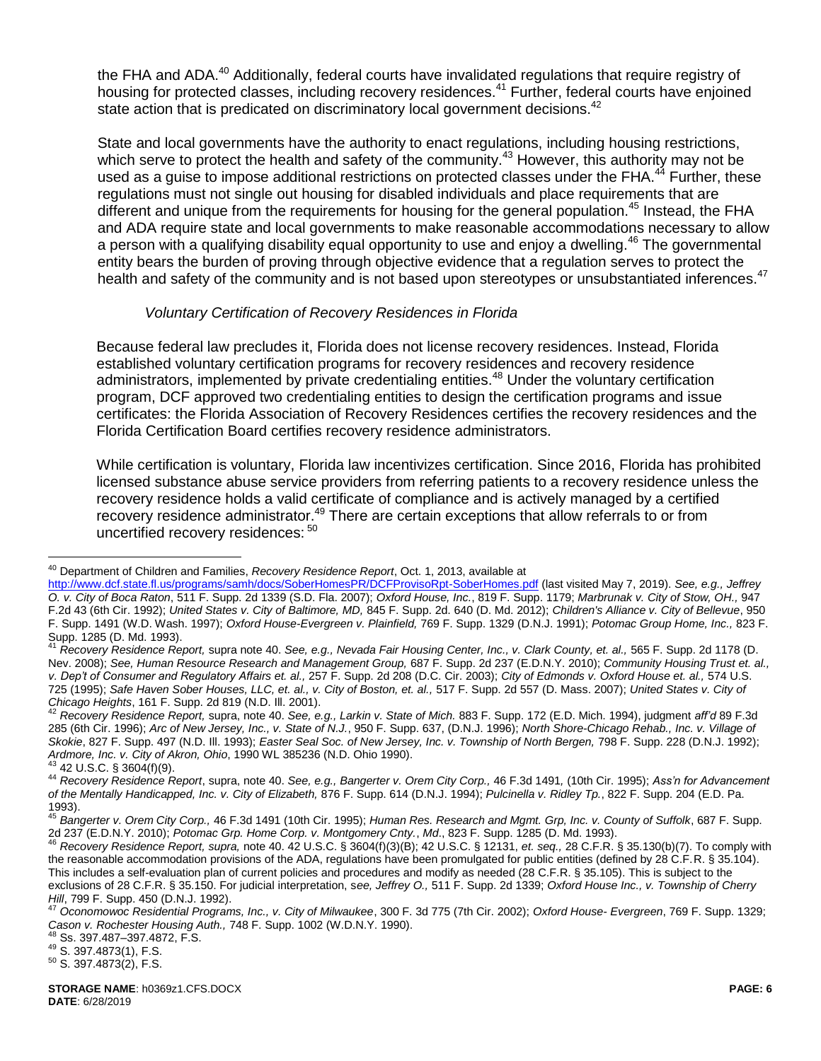the FHA and ADA.[40] Additionally, federal courts have invalidated regulations that require registry of housing for protected classes, including recovery residences.[41] Further, federal courts have enjoined state action that is predicated on discriminatory local government decisions.[42]

State and local governments have the authority to enact regulations, including housing restrictions, which serve to protect the health and safety of the community.[43] However, this authority may not be used as a guise to impose additional restrictions on protected classes under the FHA.[44] Further, these regulations must not single out housing for disabled individuals and place requirements that are different and unique from the requirements for housing for the general population.[45] Instead, the FHA and ADA require state and local governments to make reasonable accommodations necessary to allow a person with a qualifying disability equal opportunity to use and enjoy a dwelling.[46] The governmental entity bears the burden of proving through objective evidence that a regulation serves to protect the health and safety of the community and is not based upon stereotypes or unsubstantiated inferences.[47]

*Voluntary Certification of Recovery Residences in Florida*

Because federal law precludes it, Florida does not license recovery residences. Instead, Florida established voluntary certification programs for recovery residences and recovery residence administrators, implemented by private credentialing entities.[48] Under the voluntary certification program, DCF approved two credentialing entities to design the certification programs and issue certificates: the Florida Association of Recovery Residences certifies the recovery residences and the Florida Certification Board certifies recovery residence administrators.

While certification is voluntary, Florida law incentivizes certification. Since 2016, Florida has prohibited licensed substance abuse service providers from referring patients to a recovery residence unless the recovery residence holds a valid certificate of compliance and is actively managed by a certified recovery residence administrator.[49] There are certain exceptions that allow referrals to or from uncertified recovery residences: [50]

---

[40] Department of Children and Families, *Recovery Residence Report*, Oct. 1, 2013, available at http://www.dcf.state.fl.us/programs/samh/docs/SoberHomesPR/DCFProvisoRpt-SoberHomes.pdf (last visited May 7, 2019). *See, e.g., Jeffrey O. v. City of Boca Raton*, 511 F. Supp. 2d 1339 (S.D. Fla. 2007); *Oxford House, Inc.*, 819 F. Supp. 1179; *Marbrunak v. City of Stow, OH.,* 947 F.2d 43 (6th Cir. 1992); *United States v. City of Baltimore, MD,* 845 F. Supp. 2d. 640 (D. Md. 2012); *Children's Alliance v. City of Bellevue*, 950 F. Supp. 1491 (W.D. Wash. 1997); *Oxford House-Evergreen v. Plainfield,* 769 F. Supp. 1329 (D.N.J. 1991); *Potomac Group Home, Inc.,* 823 F. Supp. 1285 (D. Md. 1993).

[41] *Recovery Residence Report,* supra note 40. *See, e.g., Nevada Fair Housing Center, Inc., v. Clark County, et. al.,* 565 F. Supp. 2d 1178 (D. Nev. 2008); *See, Human Resource Research and Management Group,* 687 F. Supp. 2d 237 (E.D.N.Y. 2010); *Community Housing Trust et. al., v. Dep't of Consumer and Regulatory Affairs et. al.,* 257 F. Supp. 2d 208 (D.C. Cir. 2003); *City of Edmonds v. Oxford House et. al.,* 574 U.S. 725 (1995); *Safe Haven Sober Houses, LLC, et. al., v. City of Boston, et. al.,* 517 F. Supp. 2d 557 (D. Mass. 2007); *United States v. City of Chicago Heights*, 161 F. Supp. 2d 819 (N.D. Ill. 2001).

[42] *Recovery Residence Report,* supra, note 40. *See, e.g., Larkin v. State of Mich.* 883 F. Supp. 172 (E.D. Mich. 1994), judgment *aff'd* 89 F.3d 285 (6th Cir. 1996); *Arc of New Jersey, Inc., v. State of N.J.*, 950 F. Supp. 637, (D.N.J. 1996); *North Shore-Chicago Rehab., Inc. v. Village of Skokie*, 827 F. Supp. 497 (N.D. Ill. 1993); *Easter Seal Soc. of New Jersey, Inc. v. Township of North Bergen,* 798 F. Supp. 228 (D.N.J. 1992); *Ardmore, Inc. v. City of Akron, Ohio*, 1990 WL 385236 (N.D. Ohio 1990).

[43] 42 U.S.C. § 3604(f)(9).

[44] *Recovery Residence Report*, supra, note 40. *See, e.g., Bangerter v. Orem City Corp.,* 46 F.3d 1491, (10th Cir. 1995); *Ass'n for Advancement of the Mentally Handicapped, Inc. v. City of Elizabeth,* 876 F. Supp. 614 (D.N.J. 1994); *Pulcinella v. Ridley Tp.*, 822 F. Supp. 204 (E.D. Pa. 1993).

[45] *Bangerter v. Orem City Corp.,* 46 F.3d 1491 (10th Cir. 1995); *Human Res. Research and Mgmt. Grp, Inc. v. County of Suffolk*, 687 F. Supp. 2d 237 (E.D.N.Y. 2010); *Potomac Grp. Home Corp. v. Montgomery Cnty.*, *Md*., 823 F. Supp. 1285 (D. Md. 1993).

[46] *Recovery Residence Report, supra,* note 40. 42 U.S.C. § 3604(f)(3)(B); 42 U.S.C. § 12131, *et. seq.,* 28 C.F.R. § 35.130(b)(7). To comply with the reasonable accommodation provisions of the ADA, regulations have been promulgated for public entities (defined by 28 C.F.R. § 35.104). This includes a self-evaluation plan of current policies and procedures and modify as needed (28 C.F.R. § 35.105). This is subject to the exclusions of 28 C.F.R. § 35.150. For judicial interpretation, s*ee, Jeffrey O.,* 511 F. Supp. 2d 1339; *Oxford House Inc., v. Township of Cherry Hill*, 799 F. Supp. 450 (D.N.J. 1992).

[47] *Oconomowoc Residential Programs, Inc., v. City of Milwaukee*, 300 F. 3d 775 (7th Cir. 2002); *Oxford House- Evergreen*, 769 F. Supp. 1329; *Cason v. Rochester Housing Auth.,* 748 F. Supp. 1002 (W.D.N.Y. 1990).

[48] Ss. 397.487–397.4872, F.S.

[49] S. 397.4873(1), F.S.

[50] S. 397.4873(2), F.S.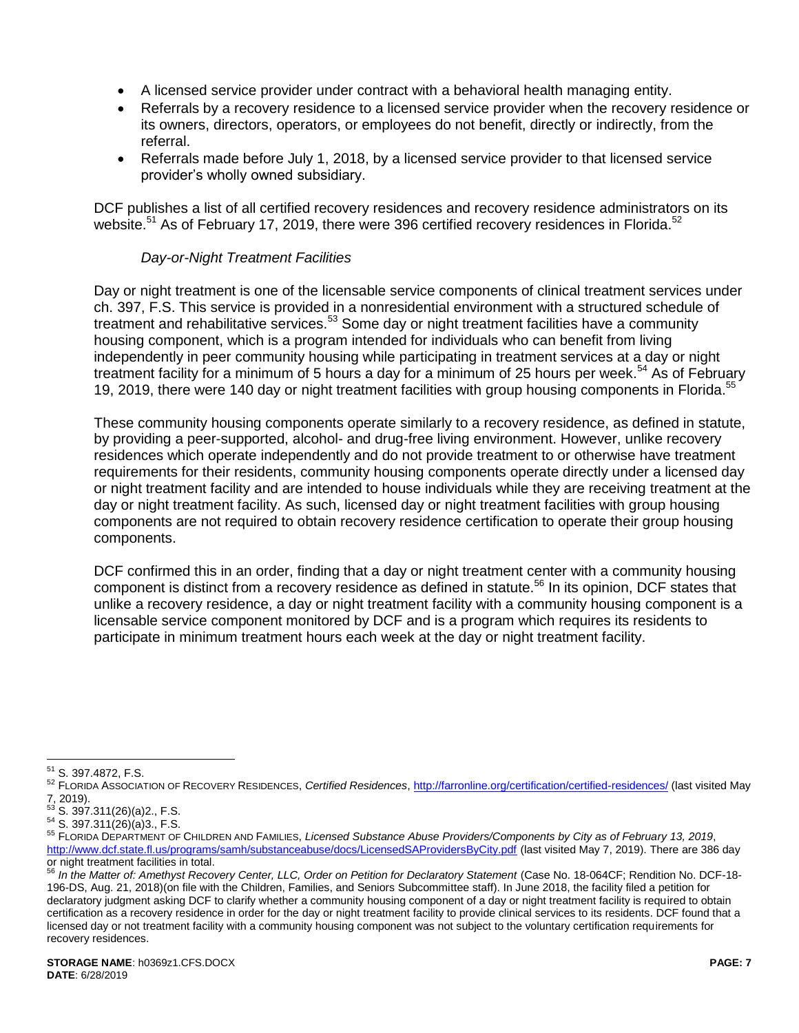- A licensed service provider under contract with a behavioral health managing entity.
- Referrals by a recovery residence to a licensed service provider when the recovery residence or its owners, directors, operators, or employees do not benefit, directly or indirectly, from the referral.
- Referrals made before July 1, 2018, by a licensed service provider to that licensed service provider's wholly owned subsidiary.

DCF publishes a list of all certified recovery residences and recovery residence administrators on its website.[51] As of February 17, 2019, there were 396 certified recovery residences in Florida.[52]

*Day-or-Night Treatment Facilities*

Day or night treatment is one of the licensable service components of clinical treatment services under ch. 397, F.S. This service is provided in a nonresidential environment with a structured schedule of treatment and rehabilitative services.[53] Some day or night treatment facilities have a community housing component, which is a program intended for individuals who can benefit from living independently in peer community housing while participating in treatment services at a day or night treatment facility for a minimum of 5 hours a day for a minimum of 25 hours per week.[54] As of February 19, 2019, there were 140 day or night treatment facilities with group housing components in Florida.[55]

These community housing components operate similarly to a recovery residence, as defined in statute, by providing a peer-supported, alcohol- and drug-free living environment. However, unlike recovery residences which operate independently and do not provide treatment to or otherwise have treatment requirements for their residents, community housing components operate directly under a licensed day or night treatment facility and are intended to house individuals while they are receiving treatment at the day or night treatment facility. As such, licensed day or night treatment facilities with group housing components are not required to obtain recovery residence certification to operate their group housing components.

DCF confirmed this in an order, finding that a day or night treatment center with a community housing component is distinct from a recovery residence as defined in statute.[56] In its opinion, DCF states that unlike a recovery residence, a day or night treatment facility with a community housing component is a licensable service component monitored by DCF and is a program which requires its residents to participate in minimum treatment hours each week at the day or night treatment facility.

---

[51] S. 397.4872, F.S.

[52] FLORIDA ASSOCIATION OF RECOVERY RESIDENCES, *Certified Residences*, http://farronline.org/certification/certified-residences/ (last visited May 7, 2019).

[53] S. 397.311(26)(a)2., F.S.

[54] S. 397.311(26)(a)3., F.S.

[55] FLORIDA DEPARTMENT OF CHILDREN AND FAMILIES, *Licensed Substance Abuse Providers/Components by City as of February 13, 2019*, http://www.dcf.state.fl.us/programs/samh/substanceabuse/docs/LicensedSAProvidersByCity.pdf (last visited May 7, 2019). There are 386 day or night treatment facilities in total.

[56] *In the Matter of: Amethyst Recovery Center, LLC, Order on Petition for Declaratory Statement* (Case No. 18-064CF; Rendition No. DCF-18-196-DS, Aug. 21, 2018)(on file with the Children, Families, and Seniors Subcommittee staff). In June 2018, the facility filed a petition for declaratory judgment asking DCF to clarify whether a community housing component of a day or night treatment facility is required to obtain certification as a recovery residence in order for the day or night treatment facility to provide clinical services to its residents. DCF found that a licensed day or not treatment facility with a community housing component was not subject to the voluntary certification requirements for recovery residences.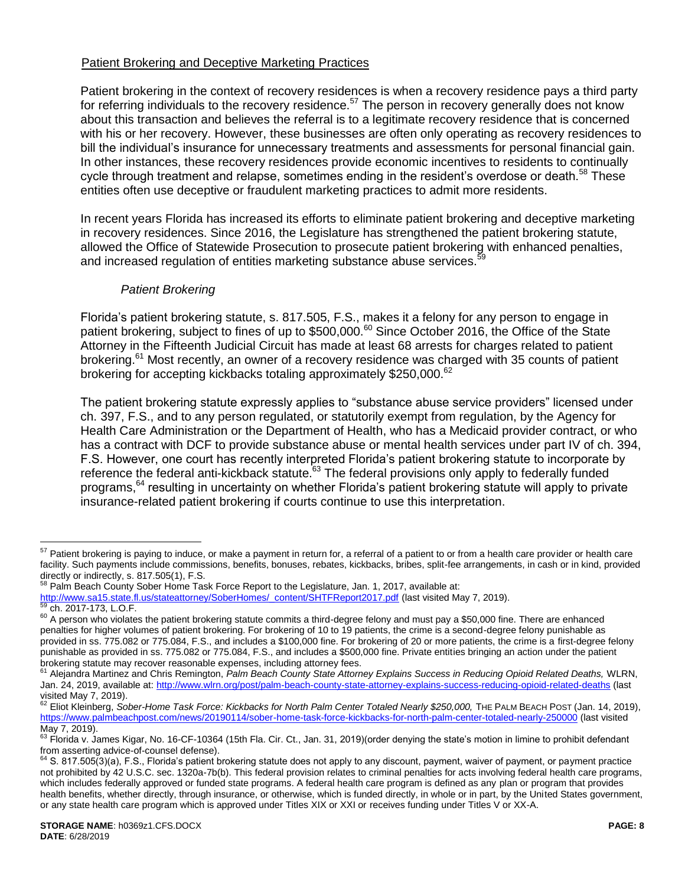## Patient Brokering and Deceptive Marketing Practices

Patient brokering in the context of recovery residences is when a recovery residence pays a third party for referring individuals to the recovery residence.[57] The person in recovery generally does not know about this transaction and believes the referral is to a legitimate recovery residence that is concerned with his or her recovery. However, these businesses are often only operating as recovery residences to bill the individual's insurance for unnecessary treatments and assessments for personal financial gain. In other instances, these recovery residences provide economic incentives to residents to continually cycle through treatment and relapse, sometimes ending in the resident's overdose or death.[58] These entities often use deceptive or fraudulent marketing practices to admit more residents.

In recent years Florida has increased its efforts to eliminate patient brokering and deceptive marketing in recovery residences. Since 2016, the Legislature has strengthened the patient brokering statute, allowed the Office of Statewide Prosecution to prosecute patient brokering with enhanced penalties, and increased regulation of entities marketing substance abuse services.[59]

### *Patient Brokering*

Florida's patient brokering statute, s. 817.505, F.S., makes it a felony for any person to engage in patient brokering, subject to fines of up to $500,000.[60] Since October 2016, the Office of the State Attorney in the Fifteenth Judicial Circuit has made at least 68 arrests for charges related to patient brokering.[61] Most recently, an owner of a recovery residence was charged with 35 counts of patient brokering for accepting kickbacks totaling approximately $250,000.[62]

The patient brokering statute expressly applies to "substance abuse service providers" licensed under ch. 397, F.S., and to any person regulated, or statutorily exempt from regulation, by the Agency for Health Care Administration or the Department of Health, who has a Medicaid provider contract, or who has a contract with DCF to provide substance abuse or mental health services under part IV of ch. 394, F.S. However, one court has recently interpreted Florida's patient brokering statute to incorporate by reference the federal anti-kickback statute.[63] The federal provisions only apply to federally funded programs,[64] resulting in uncertainty on whether Florida's patient brokering statute will apply to private insurance-related patient brokering if courts continue to use this interpretation.

---

[57] Patient brokering is paying to induce, or make a payment in return for, a referral of a patient to or from a health care provider or health care facility. Such payments include commissions, benefits, bonuses, rebates, kickbacks, bribes, split-fee arrangements, in cash or in kind, provided directly or indirectly, s. 817.505(1), F.S.

[58] Palm Beach County Sober Home Task Force Report to the Legislature, Jan. 1, 2017, available at: http://www.sa15.state.fl.us/stateattorney/SoberHomes/_content/SHTFReport2017.pdf (last visited May 7, 2019).

[59] ch. 2017-173, L.O.F.

[60] A person who violates the patient brokering statute commits a third-degree felony and must pay a $50,000 fine. There are enhanced penalties for higher volumes of patient brokering. For brokering of 10 to 19 patients, the crime is a second-degree felony punishable as provided in ss. 775.082 or 775.084, F.S., and includes a $100,000 fine. For brokering of 20 or more patients, the crime is a first-degree felony punishable as provided in ss. 775.082 or 775.084, F.S., and includes a $500,000 fine. Private entities bringing an action under the patient brokering statute may recover reasonable expenses, including attorney fees.

[61] Alejandra Martinez and Chris Remington, *Palm Beach County State Attorney Explains Success in Reducing Opioid Related Deaths,* WLRN, Jan. 24, 2019, available at: http://www.wlrn.org/post/palm-beach-county-state-attorney-explains-success-reducing-opioid-related-deaths (last visited May 7, 2019).

[62] Eliot Kleinberg, *Sober-Home Task Force: Kickbacks for North Palm Center Totaled Nearly $250,000,* THE PALM BEACH POST (Jan. 14, 2019), https://www.palmbeachpost.com/news/20190114/sober-home-task-force-kickbacks-for-north-palm-center-totaled-nearly-250000 (last visited May 7, 2019).

[63] Florida v. James Kigar, No. 16-CF-10364 (15th Fla. Cir. Ct., Jan. 31, 2019)(order denying the state's motion in limine to prohibit defendant from asserting advice-of-counsel defense).

[64] S. 817.505(3)(a), F.S., Florida's patient brokering statute does not apply to any discount, payment, waiver of payment, or payment practice not prohibited by 42 U.S.C. sec. 1320a-7b(b). This federal provision relates to criminal penalties for acts involving federal health care programs, which includes federally approved or funded state programs. A federal health care program is defined as any plan or program that provides health benefits, whether directly, through insurance, or otherwise, which is funded directly, in whole or in part, by the United States government, or any state health care program which is approved under Titles XIX or XXI or receives funding under Titles V or XX-A.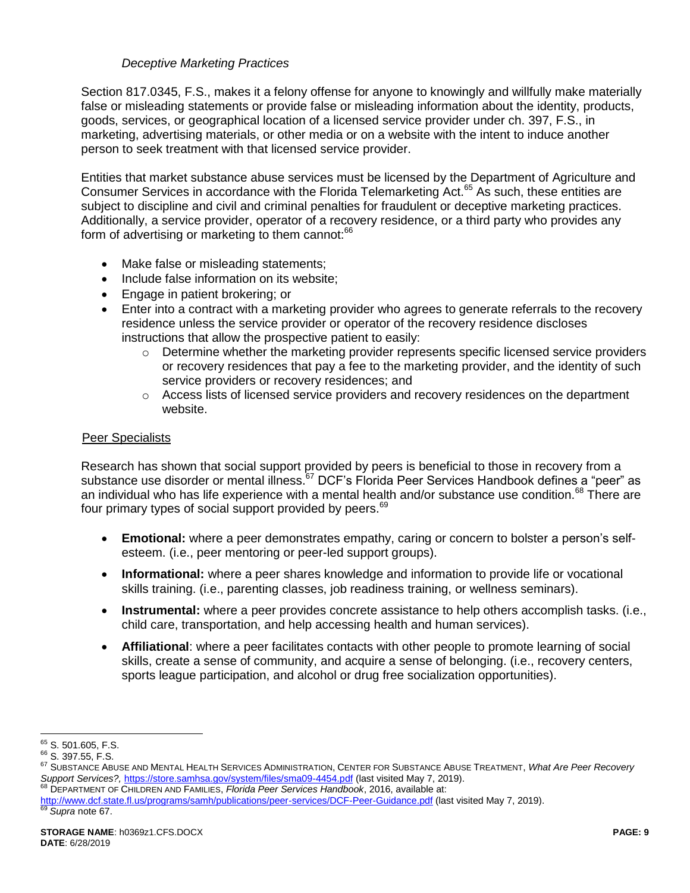*Deceptive Marketing Practices*

Section 817.0345, F.S., makes it a felony offense for anyone to knowingly and willfully make materially false or misleading statements or provide false or misleading information about the identity, products, goods, services, or geographical location of a licensed service provider under ch. 397, F.S., in marketing, advertising materials, or other media or on a website with the intent to induce another person to seek treatment with that licensed service provider.

Entities that market substance abuse services must be licensed by the Department of Agriculture and Consumer Services in accordance with the Florida Telemarketing Act.[65] As such, these entities are subject to discipline and civil and criminal penalties for fraudulent or deceptive marketing practices. Additionally, a service provider, operator of a recovery residence, or a third party who provides any form of advertising or marketing to them cannot:[66]

- Make false or misleading statements;
- Include false information on its website;
- Engage in patient brokering; or
- Enter into a contract with a marketing provider who agrees to generate referrals to the recovery residence unless the service provider or operator of the recovery residence discloses instructions that allow the prospective patient to easily:
  - Determine whether the marketing provider represents specific licensed service providers or recovery residences that pay a fee to the marketing provider, and the identity of such service providers or recovery residences; and
  - Access lists of licensed service providers and recovery residences on the department website.

<u>Peer Specialists</u>

Research has shown that social support provided by peers is beneficial to those in recovery from a substance use disorder or mental illness.[67] DCF's Florida Peer Services Handbook defines a "peer" as an individual who has life experience with a mental health and/or substance use condition.[68] There are four primary types of social support provided by peers.[69]

- **Emotional:** where a peer demonstrates empathy, caring or concern to bolster a person's self-esteem. (i.e., peer mentoring or peer-led support groups).
- **Informational:** where a peer shares knowledge and information to provide life or vocational skills training. (i.e., parenting classes, job readiness training, or wellness seminars).
- **Instrumental:** where a peer provides concrete assistance to help others accomplish tasks. (i.e., child care, transportation, and help accessing health and human services).
- **Affiliational**: where a peer facilitates contacts with other people to promote learning of social skills, create a sense of community, and acquire a sense of belonging. (i.e., recovery centers, sports league participation, and alcohol or drug free socialization opportunities).

---

[65] S. 501.605, F.S.

[66] S. 397.55, F.S.

[67] SUBSTANCE ABUSE AND MENTAL HEALTH SERVICES ADMINISTRATION, CENTER FOR SUBSTANCE ABUSE TREATMENT, *What Are Peer Recovery Support Services?,* https://store.samhsa.gov/system/files/sma09-4454.pdf (last visited May 7, 2019).

[68] DEPARTMENT OF CHILDREN AND FAMILIES, *Florida Peer Services Handbook*, 2016, available at: http://www.dcf.state.fl.us/programs/samh/publications/peer-services/DCF-Peer-Guidance.pdf (last visited May 7, 2019).

[69] *Supra* note 67.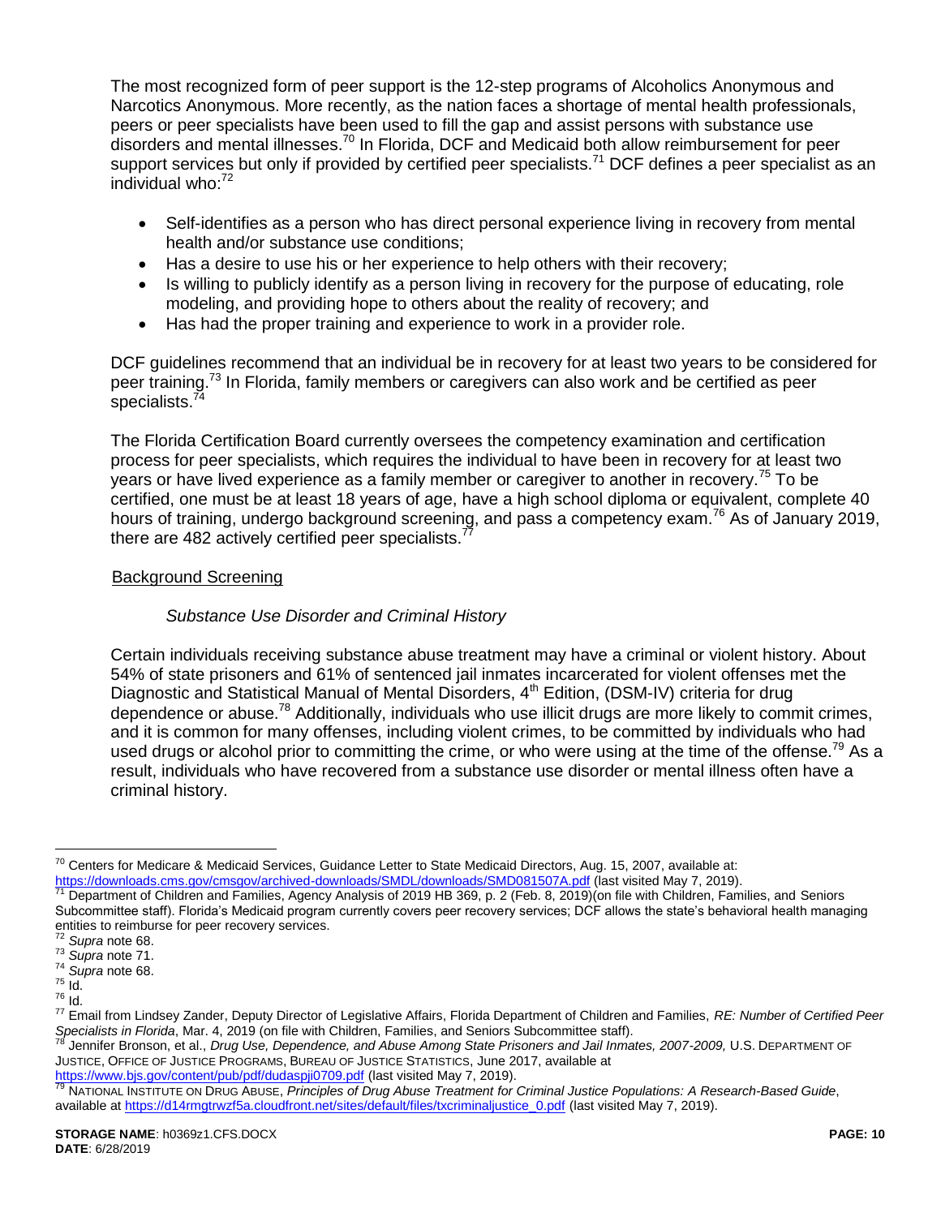The most recognized form of peer support is the 12-step programs of Alcoholics Anonymous and Narcotics Anonymous. More recently, as the nation faces a shortage of mental health professionals, peers or peer specialists have been used to fill the gap and assist persons with substance use disorders and mental illnesses.[70] In Florida, DCF and Medicaid both allow reimbursement for peer support services but only if provided by certified peer specialists.[71] DCF defines a peer specialist as an individual who:[72]

- Self-identifies as a person who has direct personal experience living in recovery from mental health and/or substance use conditions;
- Has a desire to use his or her experience to help others with their recovery;
- Is willing to publicly identify as a person living in recovery for the purpose of educating, role modeling, and providing hope to others about the reality of recovery; and
- Has had the proper training and experience to work in a provider role.

DCF guidelines recommend that an individual be in recovery for at least two years to be considered for peer training.[73] In Florida, family members or caregivers can also work and be certified as peer specialists.[74]

The Florida Certification Board currently oversees the competency examination and certification process for peer specialists, which requires the individual to have been in recovery for at least two years or have lived experience as a family member or caregiver to another in recovery.[75] To be certified, one must be at least 18 years of age, have a high school diploma or equivalent, complete 40 hours of training, undergo background screening, and pass a competency exam.[76] As of January 2019, there are 482 actively certified peer specialists.[77]

<u>Background Screening</u>

*Substance Use Disorder and Criminal History*

Certain individuals receiving substance abuse treatment may have a criminal or violent history. About 54% of state prisoners and 61% of sentenced jail inmates incarcerated for violent offenses met the Diagnostic and Statistical Manual of Mental Disorders, 4th Edition, (DSM-IV) criteria for drug dependence or abuse.[78] Additionally, individuals who use illicit drugs are more likely to commit crimes, and it is common for many offenses, including violent crimes, to be committed by individuals who had used drugs or alcohol prior to committing the crime, or who were using at the time of the offense.[79] As a result, individuals who have recovered from a substance use disorder or mental illness often have a criminal history.

---

[70] Centers for Medicare & Medicaid Services, Guidance Letter to State Medicaid Directors, Aug. 15, 2007, available at: https://downloads.cms.gov/cmsgov/archived-downloads/SMDL/downloads/SMD081507A.pdf (last visited May 7, 2019).

[71] Department of Children and Families, Agency Analysis of 2019 HB 369, p. 2 (Feb. 8, 2019)(on file with Children, Families, and Seniors Subcommittee staff). Florida's Medicaid program currently covers peer recovery services; DCF allows the state's behavioral health managing entities to reimburse for peer recovery services.

[72] *Supra* note 68.

[73] *Supra* note 71.

[74] *Supra* note 68.

[75] Id.

[76] Id.

[77] Email from Lindsey Zander, Deputy Director of Legislative Affairs, Florida Department of Children and Families, *RE: Number of Certified Peer Specialists in Florida*, Mar. 4, 2019 (on file with Children, Families, and Seniors Subcommittee staff).

[78] Jennifer Bronson, et al., *Drug Use, Dependence, and Abuse Among State Prisoners and Jail Inmates, 2007-2009,* U.S. DEPARTMENT OF JUSTICE, OFFICE OF JUSTICE PROGRAMS, BUREAU OF JUSTICE STATISTICS, June 2017, available at https://www.bjs.gov/content/pub/pdf/dudaspji0709.pdf (last visited May 7, 2019).

[79] NATIONAL INSTITUTE ON DRUG ABUSE, *Principles of Drug Abuse Treatment for Criminal Justice Populations: A Research-Based Guide*, available at https://d14rmgtrwzf5a.cloudfront.net/sites/default/files/txcriminaljustice_0.pdf (last visited May 7, 2019).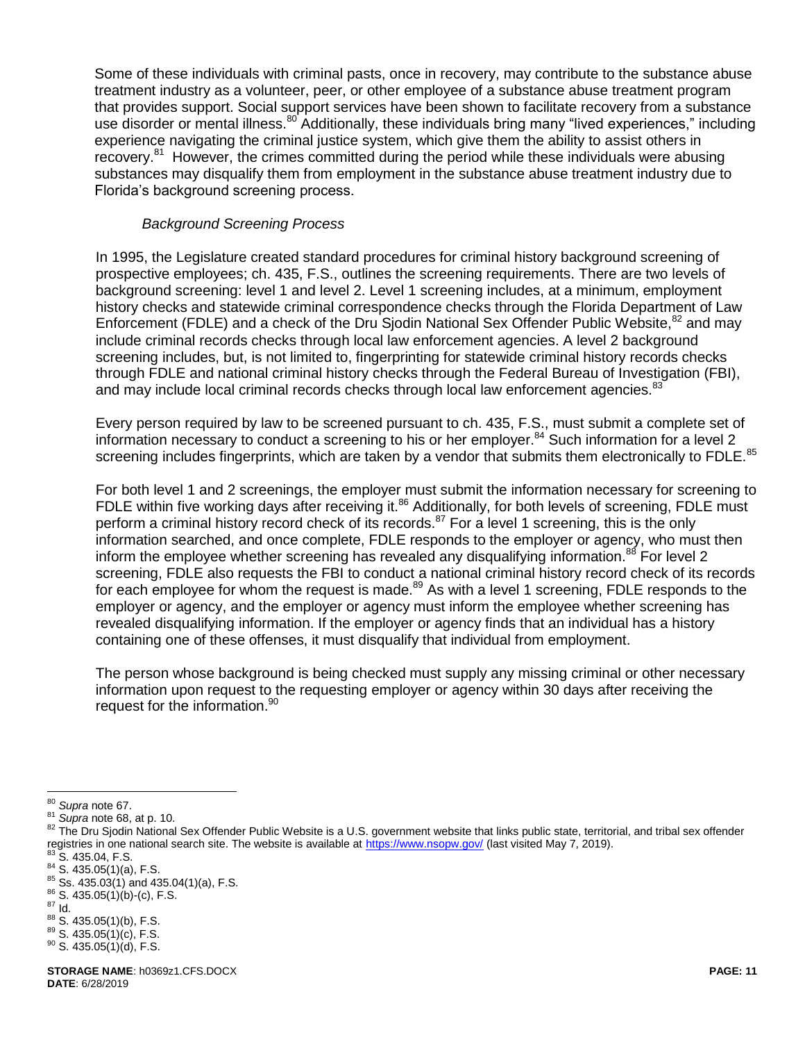Some of these individuals with criminal pasts, once in recovery, may contribute to the substance abuse treatment industry as a volunteer, peer, or other employee of a substance abuse treatment program that provides support. Social support services have been shown to facilitate recovery from a substance use disorder or mental illness.[80] Additionally, these individuals bring many "lived experiences," including experience navigating the criminal justice system, which give them the ability to assist others in recovery.[81] However, the crimes committed during the period while these individuals were abusing substances may disqualify them from employment in the substance abuse treatment industry due to Florida's background screening process.

*Background Screening Process*

In 1995, the Legislature created standard procedures for criminal history background screening of prospective employees; ch. 435, F.S., outlines the screening requirements. There are two levels of background screening: level 1 and level 2. Level 1 screening includes, at a minimum, employment history checks and statewide criminal correspondence checks through the Florida Department of Law Enforcement (FDLE) and a check of the Dru Sjodin National Sex Offender Public Website,[82] and may include criminal records checks through local law enforcement agencies. A level 2 background screening includes, but, is not limited to, fingerprinting for statewide criminal history records checks through FDLE and national criminal history checks through the Federal Bureau of Investigation (FBI), and may include local criminal records checks through local law enforcement agencies.[83]

Every person required by law to be screened pursuant to ch. 435, F.S., must submit a complete set of information necessary to conduct a screening to his or her employer.[84] Such information for a level 2 screening includes fingerprints, which are taken by a vendor that submits them electronically to FDLE.[85]

For both level 1 and 2 screenings, the employer must submit the information necessary for screening to FDLE within five working days after receiving it.[86] Additionally, for both levels of screening, FDLE must perform a criminal history record check of its records.[87] For a level 1 screening, this is the only information searched, and once complete, FDLE responds to the employer or agency, who must then inform the employee whether screening has revealed any disqualifying information.[88] For level 2 screening, FDLE also requests the FBI to conduct a national criminal history record check of its records for each employee for whom the request is made.[89] As with a level 1 screening, FDLE responds to the employer or agency, and the employer or agency must inform the employee whether screening has revealed disqualifying information. If the employer or agency finds that an individual has a history containing one of these offenses, it must disqualify that individual from employment.

The person whose background is being checked must supply any missing criminal or other necessary information upon request to the requesting employer or agency within 30 days after receiving the request for the information.[90]

---

[80] *Supra* note 67.

[81] *Supra* note 68, at p. 10.

[82] The Dru Sjodin National Sex Offender Public Website is a U.S. government website that links public state, territorial, and tribal sex offender registries in one national search site. The website is available at https://www.nsopw.gov/ (last visited May 7, 2019).

[83] S. 435.04, F.S.

[84] S. 435.05(1)(a), F.S.

[85] Ss. 435.03(1) and 435.04(1)(a), F.S.

[86] S. 435.05(1)(b)-(c), F.S.

[87] Id.

[88] S. 435.05(1)(b), F.S.

[89] S. 435.05(1)(c), F.S.

[90] S. 435.05(1)(d), F.S.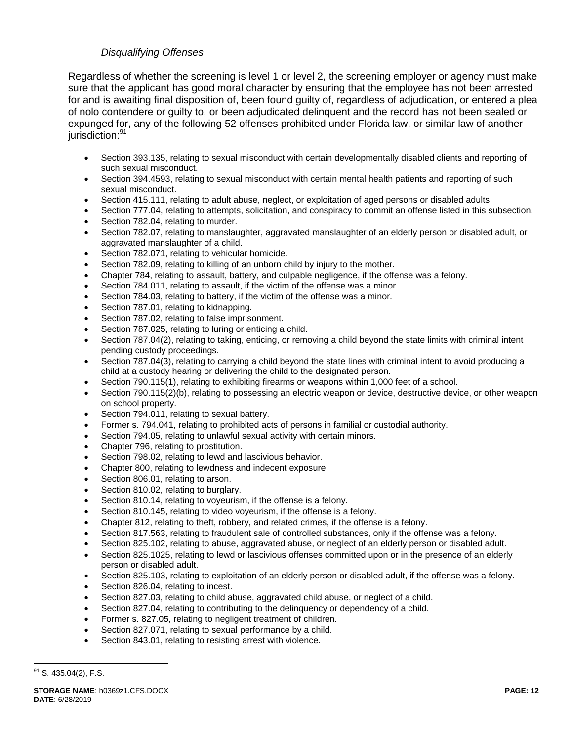*Disqualifying Offenses*

Regardless of whether the screening is level 1 or level 2, the screening employer or agency must make sure that the applicant has good moral character by ensuring that the employee has not been arrested for and is awaiting final disposition of, been found guilty of, regardless of adjudication, or entered a plea of nolo contendere or guilty to, or been adjudicated delinquent and the record has not been sealed or expunged for, any of the following 52 offenses prohibited under Florida law, or similar law of another jurisdiction:[91]

- Section 393.135, relating to sexual misconduct with certain developmentally disabled clients and reporting of such sexual misconduct.
- Section 394.4593, relating to sexual misconduct with certain mental health patients and reporting of such sexual misconduct.
- Section 415.111, relating to adult abuse, neglect, or exploitation of aged persons or disabled adults.
- Section 777.04, relating to attempts, solicitation, and conspiracy to commit an offense listed in this subsection.
- Section 782.04, relating to murder.
- Section 782.07, relating to manslaughter, aggravated manslaughter of an elderly person or disabled adult, or aggravated manslaughter of a child.
- Section 782.071, relating to vehicular homicide.
- Section 782.09, relating to killing of an unborn child by injury to the mother.
- Chapter 784, relating to assault, battery, and culpable negligence, if the offense was a felony.
- Section 784.011, relating to assault, if the victim of the offense was a minor.
- Section 784.03, relating to battery, if the victim of the offense was a minor.
- Section 787.01, relating to kidnapping.
- Section 787.02, relating to false imprisonment.
- Section 787.025, relating to luring or enticing a child.
- Section 787.04(2), relating to taking, enticing, or removing a child beyond the state limits with criminal intent pending custody proceedings.
- Section 787.04(3), relating to carrying a child beyond the state lines with criminal intent to avoid producing a child at a custody hearing or delivering the child to the designated person.
- Section 790.115(1), relating to exhibiting firearms or weapons within 1,000 feet of a school.
- Section 790.115(2)(b), relating to possessing an electric weapon or device, destructive device, or other weapon on school property.
- Section 794.011, relating to sexual battery.
- Former s. 794.041, relating to prohibited acts of persons in familial or custodial authority.
- Section 794.05, relating to unlawful sexual activity with certain minors.
- Chapter 796, relating to prostitution.
- Section 798.02, relating to lewd and lascivious behavior.
- Chapter 800, relating to lewdness and indecent exposure.
- Section 806.01, relating to arson.
- Section 810.02, relating to burglary.
- Section 810.14, relating to voyeurism, if the offense is a felony.
- Section 810.145, relating to video voyeurism, if the offense is a felony.
- Chapter 812, relating to theft, robbery, and related crimes, if the offense is a felony.
- Section 817.563, relating to fraudulent sale of controlled substances, only if the offense was a felony.
- Section 825.102, relating to abuse, aggravated abuse, or neglect of an elderly person or disabled adult.
- Section 825.1025, relating to lewd or lascivious offenses committed upon or in the presence of an elderly person or disabled adult.
- Section 825.103, relating to exploitation of an elderly person or disabled adult, if the offense was a felony.
- Section 826.04, relating to incest.
- Section 827.03, relating to child abuse, aggravated child abuse, or neglect of a child.
- Section 827.04, relating to contributing to the delinquency or dependency of a child.
- Former s. 827.05, relating to negligent treatment of children.
- Section 827.071, relating to sexual performance by a child.
- Section 843.01, relating to resisting arrest with violence.

[91] S. 435.04(2), F.S.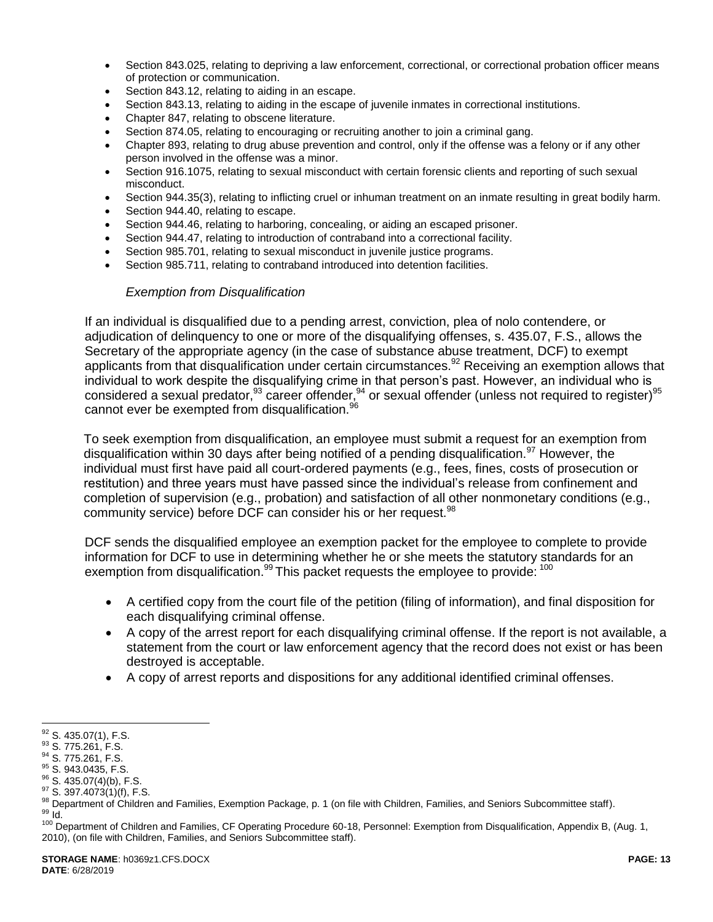- Section 843.025, relating to depriving a law enforcement, correctional, or correctional probation officer means of protection or communication.
- Section 843.12, relating to aiding in an escape.
- Section 843.13, relating to aiding in the escape of juvenile inmates in correctional institutions.
- Chapter 847, relating to obscene literature.
- Section 874.05, relating to encouraging or recruiting another to join a criminal gang.
- Chapter 893, relating to drug abuse prevention and control, only if the offense was a felony or if any other person involved in the offense was a minor.
- Section 916.1075, relating to sexual misconduct with certain forensic clients and reporting of such sexual misconduct.
- Section 944.35(3), relating to inflicting cruel or inhuman treatment on an inmate resulting in great bodily harm.
- Section 944.40, relating to escape.
- Section 944.46, relating to harboring, concealing, or aiding an escaped prisoner.
- Section 944.47, relating to introduction of contraband into a correctional facility.
- Section 985.701, relating to sexual misconduct in juvenile justice programs.
- Section 985.711, relating to contraband introduced into detention facilities.

*Exemption from Disqualification*

If an individual is disqualified due to a pending arrest, conviction, plea of nolo contendere, or adjudication of delinquency to one or more of the disqualifying offenses, s. 435.07, F.S., allows the Secretary of the appropriate agency (in the case of substance abuse treatment, DCF) to exempt applicants from that disqualification under certain circumstances.[92] Receiving an exemption allows that individual to work despite the disqualifying crime in that person's past. However, an individual who is considered a sexual predator,[93] career offender,[94] or sexual offender (unless not required to register)[95] cannot ever be exempted from disqualification.[96]

To seek exemption from disqualification, an employee must submit a request for an exemption from disqualification within 30 days after being notified of a pending disqualification.[97] However, the individual must first have paid all court-ordered payments (e.g., fees, fines, costs of prosecution or restitution) and three years must have passed since the individual's release from confinement and completion of supervision (e.g., probation) and satisfaction of all other nonmonetary conditions (e.g., community service) before DCF can consider his or her request.[98]

DCF sends the disqualified employee an exemption packet for the employee to complete to provide information for DCF to use in determining whether he or she meets the statutory standards for an exemption from disqualification.[99] This packet requests the employee to provide: [100]

- A certified copy from the court file of the petition (filing of information), and final disposition for each disqualifying criminal offense.
- A copy of the arrest report for each disqualifying criminal offense. If the report is not available, a statement from the court or law enforcement agency that the record does not exist or has been destroyed is acceptable.
- A copy of arrest reports and dispositions for any additional identified criminal offenses.

---

[92] S. 435.07(1), F.S.
[93] S. 775.261, F.S.
[94] S. 775.261, F.S.
[95] S. 943.0435, F.S.
[96] S. 435.07(4)(b), F.S.
[97] S. 397.4073(1)(f), F.S.
[98] Department of Children and Families, Exemption Package, p. 1 (on file with Children, Families, and Seniors Subcommittee staff).
[99] Id.
[100] Department of Children and Families, CF Operating Procedure 60-18, Personnel: Exemption from Disqualification, Appendix B, (Aug. 1, 2010), (on file with Children, Families, and Seniors Subcommittee staff).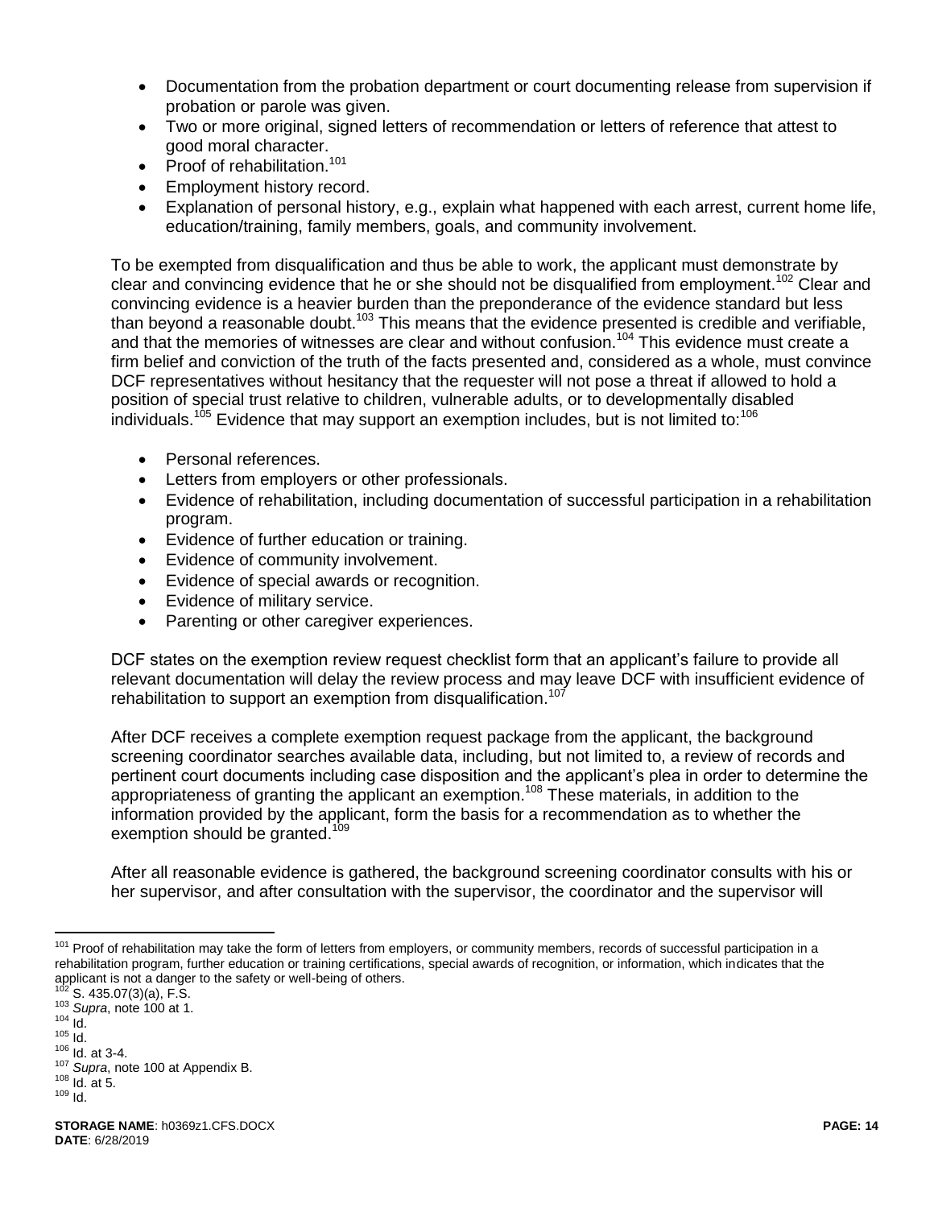- Documentation from the probation department or court documenting release from supervision if probation or parole was given.
- Two or more original, signed letters of recommendation or letters of reference that attest to good moral character.
- Proof of rehabilitation.[101]
- Employment history record.
- Explanation of personal history, e.g., explain what happened with each arrest, current home life, education/training, family members, goals, and community involvement.

To be exempted from disqualification and thus be able to work, the applicant must demonstrate by clear and convincing evidence that he or she should not be disqualified from employment.[102] Clear and convincing evidence is a heavier burden than the preponderance of the evidence standard but less than beyond a reasonable doubt.[103] This means that the evidence presented is credible and verifiable, and that the memories of witnesses are clear and without confusion.[104] This evidence must create a firm belief and conviction of the truth of the facts presented and, considered as a whole, must convince DCF representatives without hesitancy that the requester will not pose a threat if allowed to hold a position of special trust relative to children, vulnerable adults, or to developmentally disabled individuals.[105] Evidence that may support an exemption includes, but is not limited to:[106]

- Personal references.
- Letters from employers or other professionals.
- Evidence of rehabilitation, including documentation of successful participation in a rehabilitation program.
- Evidence of further education or training.
- Evidence of community involvement.
- Evidence of special awards or recognition.
- Evidence of military service.
- Parenting or other caregiver experiences.

DCF states on the exemption review request checklist form that an applicant's failure to provide all relevant documentation will delay the review process and may leave DCF with insufficient evidence of rehabilitation to support an exemption from disqualification.[107]

After DCF receives a complete exemption request package from the applicant, the background screening coordinator searches available data, including, but not limited to, a review of records and pertinent court documents including case disposition and the applicant's plea in order to determine the appropriateness of granting the applicant an exemption.[108] These materials, in addition to the information provided by the applicant, form the basis for a recommendation as to whether the exemption should be granted.[109]

After all reasonable evidence is gathered, the background screening coordinator consults with his or her supervisor, and after consultation with the supervisor, the coordinator and the supervisor will

---

[101] Proof of rehabilitation may take the form of letters from employers, or community members, records of successful participation in a rehabilitation program, further education or training certifications, special awards of recognition, or information, which indicates that the applicant is not a danger to the safety or well-being of others.
[102] S. 435.07(3)(a), F.S.
[103] *Supra*, note 100 at 1.
[104] Id.
[105] Id.
[106] Id. at 3-4.
[107] *Supra*, note 100 at Appendix B.
[108] Id. at 5.
[109] Id.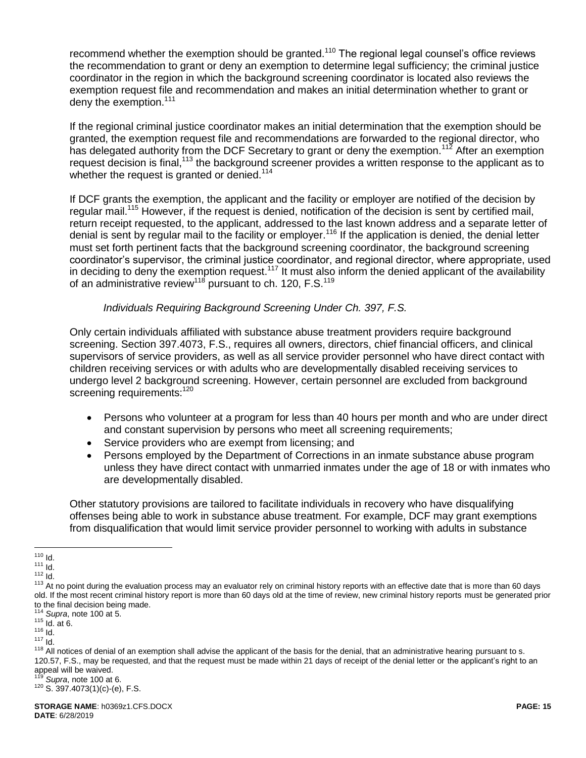recommend whether the exemption should be granted.[110] The regional legal counsel's office reviews the recommendation to grant or deny an exemption to determine legal sufficiency; the criminal justice coordinator in the region in which the background screening coordinator is located also reviews the exemption request file and recommendation and makes an initial determination whether to grant or deny the exemption.[111]

If the regional criminal justice coordinator makes an initial determination that the exemption should be granted, the exemption request file and recommendations are forwarded to the regional director, who has delegated authority from the DCF Secretary to grant or deny the exemption.[112] After an exemption request decision is final,[113] the background screener provides a written response to the applicant as to whether the request is granted or denied.[114]

If DCF grants the exemption, the applicant and the facility or employer are notified of the decision by regular mail.[115] However, if the request is denied, notification of the decision is sent by certified mail, return receipt requested, to the applicant, addressed to the last known address and a separate letter of denial is sent by regular mail to the facility or employer.[116] If the application is denied, the denial letter must set forth pertinent facts that the background screening coordinator, the background screening coordinator's supervisor, the criminal justice coordinator, and regional director, where appropriate, used in deciding to deny the exemption request.[117] It must also inform the denied applicant of the availability of an administrative review[118] pursuant to ch. 120, F.S.[119]

*Individuals Requiring Background Screening Under Ch. 397, F.S.*

Only certain individuals affiliated with substance abuse treatment providers require background screening. Section 397.4073, F.S., requires all owners, directors, chief financial officers, and clinical supervisors of service providers, as well as all service provider personnel who have direct contact with children receiving services or with adults who are developmentally disabled receiving services to undergo level 2 background screening. However, certain personnel are excluded from background screening requirements:[120]

- Persons who volunteer at a program for less than 40 hours per month and who are under direct and constant supervision by persons who meet all screening requirements;
- Service providers who are exempt from licensing; and
- Persons employed by the Department of Corrections in an inmate substance abuse program unless they have direct contact with unmarried inmates under the age of 18 or with inmates who are developmentally disabled.

Other statutory provisions are tailored to facilitate individuals in recovery who have disqualifying offenses being able to work in substance abuse treatment. For example, DCF may grant exemptions from disqualification that would limit service provider personnel to working with adults in substance

---

[110] Id.

[111] Id.

[112] Id.

[113] At no point during the evaluation process may an evaluator rely on criminal history reports with an effective date that is more than 60 days old. If the most recent criminal history report is more than 60 days old at the time of review, new criminal history reports must be generated prior to the final decision being made.

[114] *Supra*, note 100 at 5.

[115] Id. at 6.

[116] Id.

[117] Id.

[118] All notices of denial of an exemption shall advise the applicant of the basis for the denial, that an administrative hearing pursuant to s. 120.57, F.S., may be requested, and that the request must be made within 21 days of receipt of the denial letter or the applicant's right to an appeal will be waived.

[119] *Supra*, note 100 at 6.

[120] S. 397.4073(1)(c)-(e), F.S.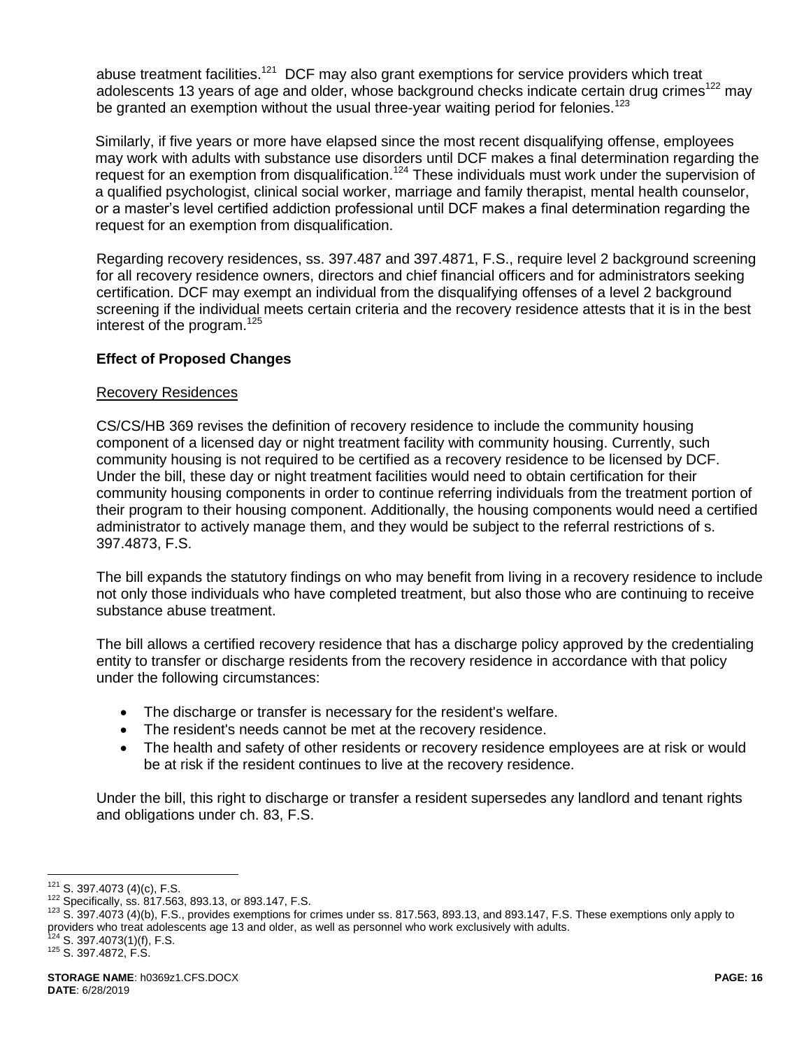abuse treatment facilities.[121] DCF may also grant exemptions for service providers which treat adolescents 13 years of age and older, whose background checks indicate certain drug crimes[122] may be granted an exemption without the usual three-year waiting period for felonies.[123]

Similarly, if five years or more have elapsed since the most recent disqualifying offense, employees may work with adults with substance use disorders until DCF makes a final determination regarding the request for an exemption from disqualification.[124] These individuals must work under the supervision of a qualified psychologist, clinical social worker, marriage and family therapist, mental health counselor, or a master's level certified addiction professional until DCF makes a final determination regarding the request for an exemption from disqualification.

Regarding recovery residences, ss. 397.487 and 397.4871, F.S., require level 2 background screening for all recovery residence owners, directors and chief financial officers and for administrators seeking certification. DCF may exempt an individual from the disqualifying offenses of a level 2 background screening if the individual meets certain criteria and the recovery residence attests that it is in the best interest of the program.[125]

**Effect of Proposed Changes**

Recovery Residences

CS/CS/HB 369 revises the definition of recovery residence to include the community housing component of a licensed day or night treatment facility with community housing. Currently, such community housing is not required to be certified as a recovery residence to be licensed by DCF. Under the bill, these day or night treatment facilities would need to obtain certification for their community housing components in order to continue referring individuals from the treatment portion of their program to their housing component. Additionally, the housing components would need a certified administrator to actively manage them, and they would be subject to the referral restrictions of s. 397.4873, F.S.

The bill expands the statutory findings on who may benefit from living in a recovery residence to include not only those individuals who have completed treatment, but also those who are continuing to receive substance abuse treatment.

The bill allows a certified recovery residence that has a discharge policy approved by the credentialing entity to transfer or discharge residents from the recovery residence in accordance with that policy under the following circumstances:

- The discharge or transfer is necessary for the resident's welfare.
- The resident's needs cannot be met at the recovery residence.
- The health and safety of other residents or recovery residence employees are at risk or would be at risk if the resident continues to live at the recovery residence.

Under the bill, this right to discharge or transfer a resident supersedes any landlord and tenant rights and obligations under ch. 83, F.S.

---

[121] S. 397.4073 (4)(c), F.S.

[122] Specifically, ss. 817.563, 893.13, or 893.147, F.S.

[123] S. 397.4073 (4)(b), F.S., provides exemptions for crimes under ss. 817.563, 893.13, and 893.147, F.S. These exemptions only apply to providers who treat adolescents age 13 and older, as well as personnel who work exclusively with adults.

[124] S. 397.4073(1)(f), F.S.

[125] S. 397.4872, F.S.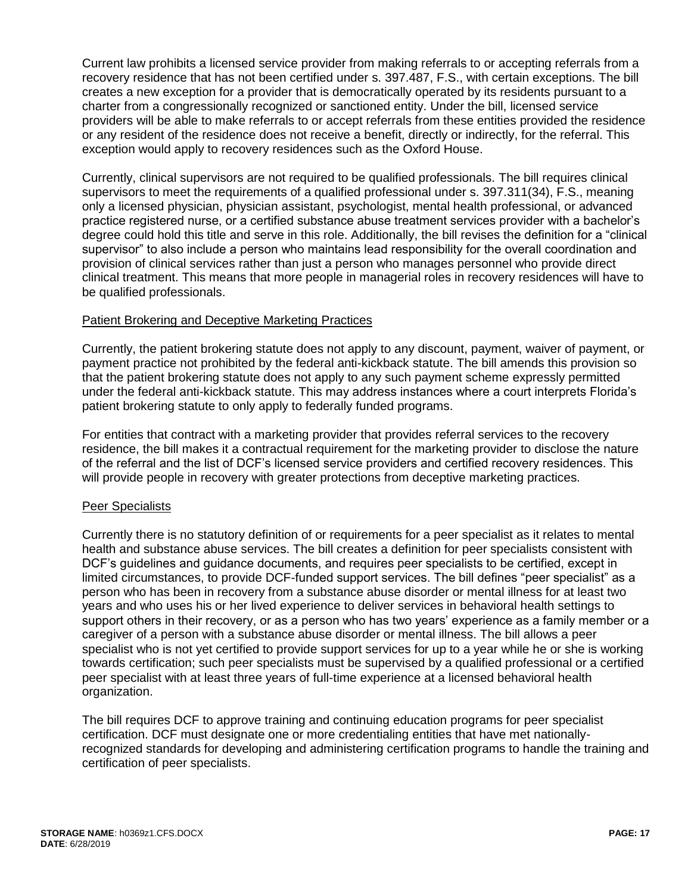Current law prohibits a licensed service provider from making referrals to or accepting referrals from a recovery residence that has not been certified under s. 397.487, F.S., with certain exceptions. The bill creates a new exception for a provider that is democratically operated by its residents pursuant to a charter from a congressionally recognized or sanctioned entity. Under the bill, licensed service providers will be able to make referrals to or accept referrals from these entities provided the residence or any resident of the residence does not receive a benefit, directly or indirectly, for the referral. This exception would apply to recovery residences such as the Oxford House.

Currently, clinical supervisors are not required to be qualified professionals. The bill requires clinical supervisors to meet the requirements of a qualified professional under s. 397.311(34), F.S., meaning only a licensed physician, physician assistant, psychologist, mental health professional, or advanced practice registered nurse, or a certified substance abuse treatment services provider with a bachelor's degree could hold this title and serve in this role. Additionally, the bill revises the definition for a "clinical supervisor" to also include a person who maintains lead responsibility for the overall coordination and provision of clinical services rather than just a person who manages personnel who provide direct clinical treatment. This means that more people in managerial roles in recovery residences will have to be qualified professionals.

Patient Brokering and Deceptive Marketing Practices

Currently, the patient brokering statute does not apply to any discount, payment, waiver of payment, or payment practice not prohibited by the federal anti-kickback statute. The bill amends this provision so that the patient brokering statute does not apply to any such payment scheme expressly permitted under the federal anti-kickback statute. This may address instances where a court interprets Florida's patient brokering statute to only apply to federally funded programs.

For entities that contract with a marketing provider that provides referral services to the recovery residence, the bill makes it a contractual requirement for the marketing provider to disclose the nature of the referral and the list of DCF's licensed service providers and certified recovery residences. This will provide people in recovery with greater protections from deceptive marketing practices.

Peer Specialists

Currently there is no statutory definition of or requirements for a peer specialist as it relates to mental health and substance abuse services. The bill creates a definition for peer specialists consistent with DCF's guidelines and guidance documents, and requires peer specialists to be certified, except in limited circumstances, to provide DCF-funded support services. The bill defines "peer specialist" as a person who has been in recovery from a substance abuse disorder or mental illness for at least two years and who uses his or her lived experience to deliver services in behavioral health settings to support others in their recovery, or as a person who has two years' experience as a family member or a caregiver of a person with a substance abuse disorder or mental illness. The bill allows a peer specialist who is not yet certified to provide support services for up to a year while he or she is working towards certification; such peer specialists must be supervised by a qualified professional or a certified peer specialist with at least three years of full-time experience at a licensed behavioral health organization.

The bill requires DCF to approve training and continuing education programs for peer specialist certification. DCF must designate one or more credentialing entities that have met nationally-recognized standards for developing and administering certification programs to handle the training and certification of peer specialists.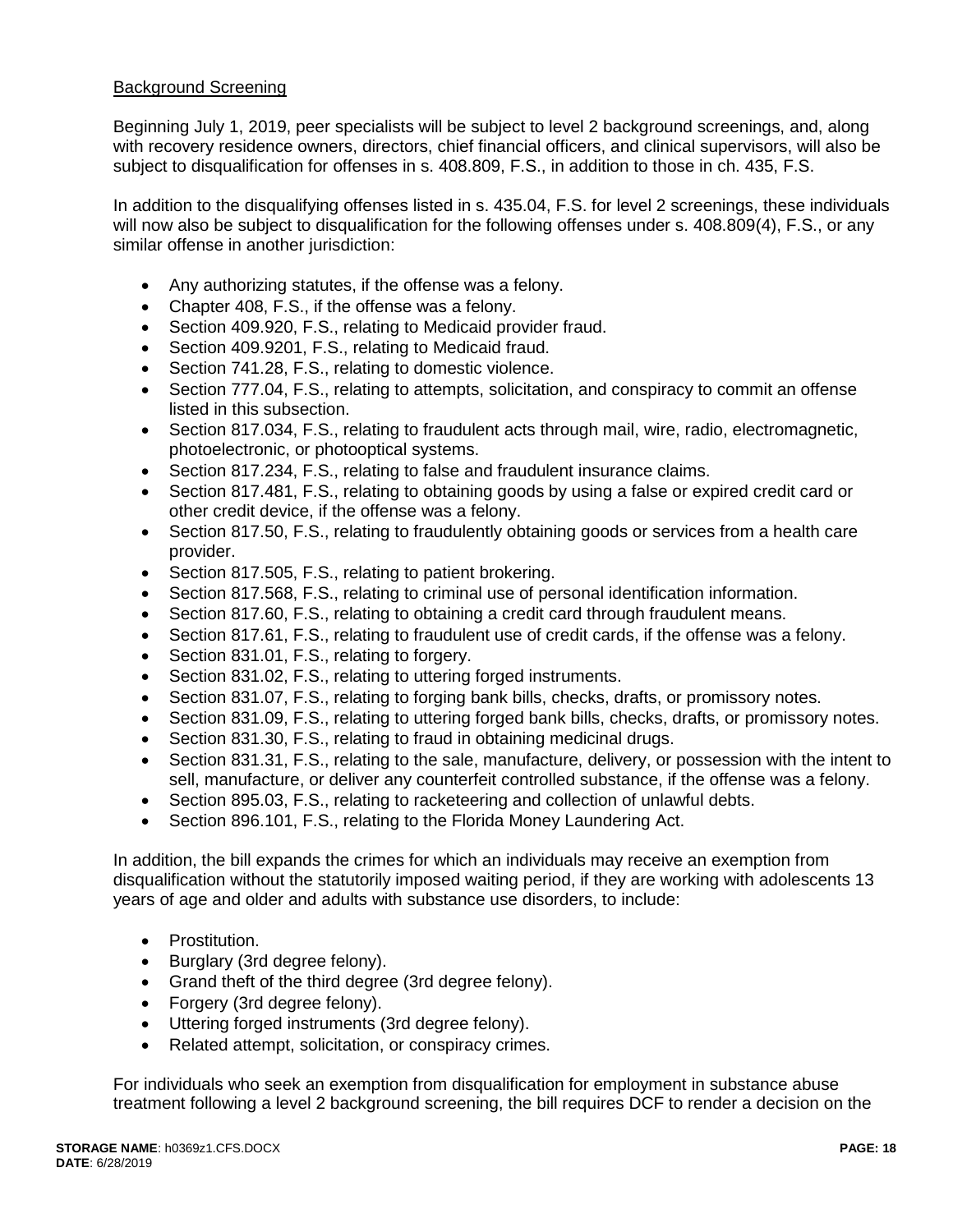Background Screening

Beginning July 1, 2019, peer specialists will be subject to level 2 background screenings, and, along with recovery residence owners, directors, chief financial officers, and clinical supervisors, will also be subject to disqualification for offenses in s. 408.809, F.S., in addition to those in ch. 435, F.S.

In addition to the disqualifying offenses listed in s. 435.04, F.S. for level 2 screenings, these individuals will now also be subject to disqualification for the following offenses under s. 408.809(4), F.S., or any similar offense in another jurisdiction:

- Any authorizing statutes, if the offense was a felony.
- Chapter 408, F.S., if the offense was a felony.
- Section 409.920, F.S., relating to Medicaid provider fraud.
- Section 409.9201, F.S., relating to Medicaid fraud.
- Section 741.28, F.S., relating to domestic violence.
- Section 777.04, F.S., relating to attempts, solicitation, and conspiracy to commit an offense listed in this subsection.
- Section 817.034, F.S., relating to fraudulent acts through mail, wire, radio, electromagnetic, photoelectronic, or photooptical systems.
- Section 817.234, F.S., relating to false and fraudulent insurance claims.
- Section 817.481, F.S., relating to obtaining goods by using a false or expired credit card or other credit device, if the offense was a felony.
- Section 817.50, F.S., relating to fraudulently obtaining goods or services from a health care provider.
- Section 817.505, F.S., relating to patient brokering.
- Section 817.568, F.S., relating to criminal use of personal identification information.
- Section 817.60, F.S., relating to obtaining a credit card through fraudulent means.
- Section 817.61, F.S., relating to fraudulent use of credit cards, if the offense was a felony.
- Section 831.01, F.S., relating to forgery.
- Section 831.02, F.S., relating to uttering forged instruments.
- Section 831.07, F.S., relating to forging bank bills, checks, drafts, or promissory notes.
- Section 831.09, F.S., relating to uttering forged bank bills, checks, drafts, or promissory notes.
- Section 831.30, F.S., relating to fraud in obtaining medicinal drugs.
- Section 831.31, F.S., relating to the sale, manufacture, delivery, or possession with the intent to sell, manufacture, or deliver any counterfeit controlled substance, if the offense was a felony.
- Section 895.03, F.S., relating to racketeering and collection of unlawful debts.
- Section 896.101, F.S., relating to the Florida Money Laundering Act.

In addition, the bill expands the crimes for which an individuals may receive an exemption from disqualification without the statutorily imposed waiting period, if they are working with adolescents 13 years of age and older and adults with substance use disorders, to include:

- Prostitution.
- Burglary (3rd degree felony).
- Grand theft of the third degree (3rd degree felony).
- Forgery (3rd degree felony).
- Uttering forged instruments (3rd degree felony).
- Related attempt, solicitation, or conspiracy crimes.

For individuals who seek an exemption from disqualification for employment in substance abuse treatment following a level 2 background screening, the bill requires DCF to render a decision on the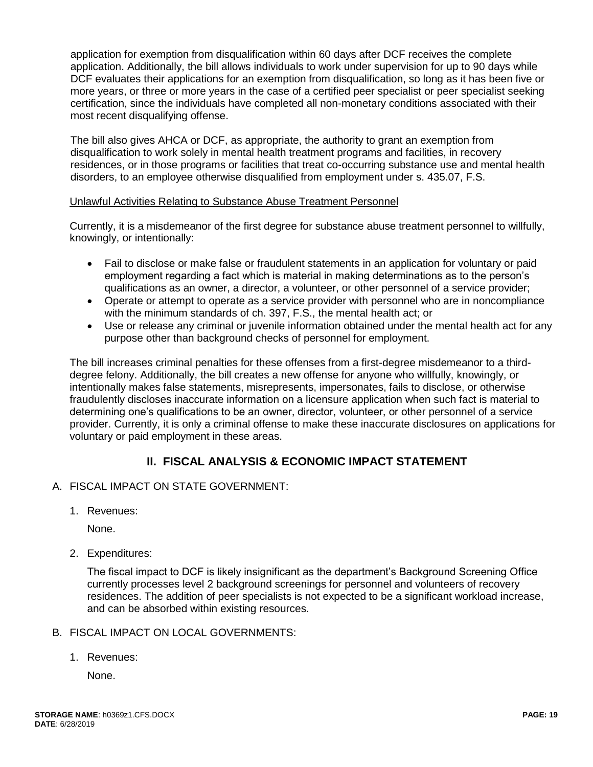application for exemption from disqualification within 60 days after DCF receives the complete application. Additionally, the bill allows individuals to work under supervision for up to 90 days while DCF evaluates their applications for an exemption from disqualification, so long as it has been five or more years, or three or more years in the case of a certified peer specialist or peer specialist seeking certification, since the individuals have completed all non-monetary conditions associated with their most recent disqualifying offense.

The bill also gives AHCA or DCF, as appropriate, the authority to grant an exemption from disqualification to work solely in mental health treatment programs and facilities, in recovery residences, or in those programs or facilities that treat co-occurring substance use and mental health disorders, to an employee otherwise disqualified from employment under s. 435.07, F.S.

Unlawful Activities Relating to Substance Abuse Treatment Personnel

Currently, it is a misdemeanor of the first degree for substance abuse treatment personnel to willfully, knowingly, or intentionally:

- Fail to disclose or make false or fraudulent statements in an application for voluntary or paid employment regarding a fact which is material in making determinations as to the person's qualifications as an owner, a director, a volunteer, or other personnel of a service provider;
- Operate or attempt to operate as a service provider with personnel who are in noncompliance with the minimum standards of ch. 397, F.S., the mental health act; or
- Use or release any criminal or juvenile information obtained under the mental health act for any purpose other than background checks of personnel for employment.

The bill increases criminal penalties for these offenses from a first-degree misdemeanor to a third-degree felony. Additionally, the bill creates a new offense for anyone who willfully, knowingly, or intentionally makes false statements, misrepresents, impersonates, fails to disclose, or otherwise fraudulently discloses inaccurate information on a licensure application when such fact is material to determining one's qualifications to be an owner, director, volunteer, or other personnel of a service provider. Currently, it is only a criminal offense to make these inaccurate disclosures on applications for voluntary or paid employment in these areas.

## II. FISCAL ANALYSIS & ECONOMIC IMPACT STATEMENT

A. FISCAL IMPACT ON STATE GOVERNMENT:

1. Revenues:

   None.

2. Expenditures:

   The fiscal impact to DCF is likely insignificant as the department's Background Screening Office currently processes level 2 background screenings for personnel and volunteers of recovery residences. The addition of peer specialists is not expected to be a significant workload increase, and can be absorbed within existing resources.

B. FISCAL IMPACT ON LOCAL GOVERNMENTS:

1. Revenues:

   None.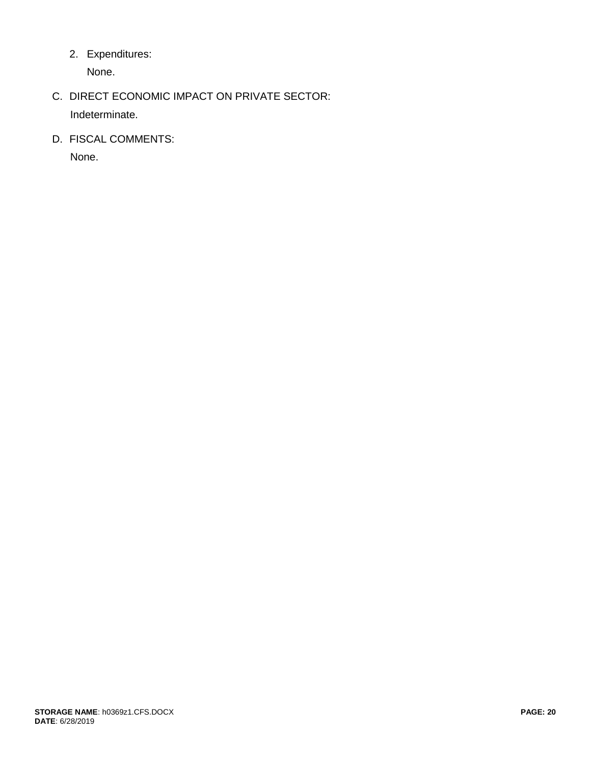2. Expenditures:

   None.

C. DIRECT ECONOMIC IMPACT ON PRIVATE SECTOR:

   Indeterminate.

D. FISCAL COMMENTS:

   None.